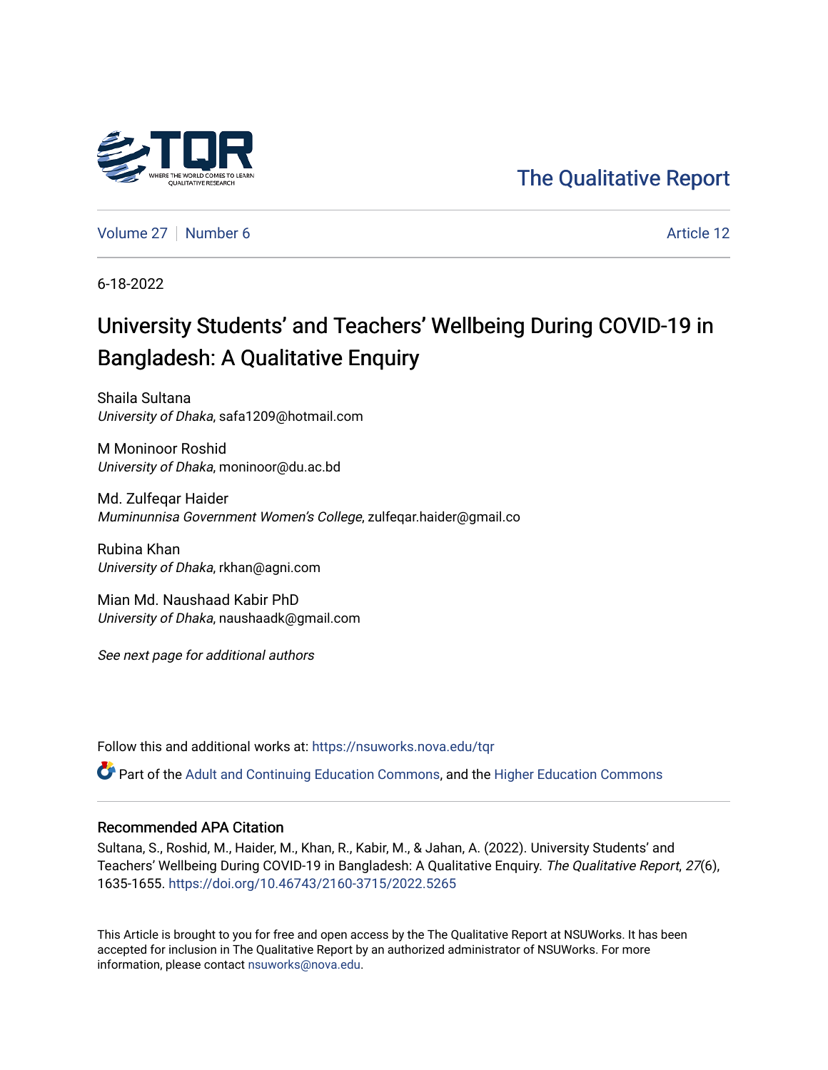The Qualitative Report

Volume 27 | Number 6 | Article 12

6-18-2022

# University Students' and Teachers' Wellbeing During COVID-19 in Bangladesh: A Qualitative Enquiry

Shaila Sultana
*University of Dhaka*, safa1209@hotmail.com

M Moninoor Roshid
*University of Dhaka*, moninoor@du.ac.bd

Md. Zulfeqar Haider
*Muminunnisa Government Women's College*, zulfeqar.haider@gmail.co

Rubina Khan
*University of Dhaka*, rkhan@agni.com

Mian Md. Naushaad Kabir PhD
*University of Dhaka*, naushaadk@gmail.com

*See next page for additional authors*

Follow this and additional works at: https://nsuworks.nova.edu/tqr

Part of the Adult and Continuing Education Commons, and the Higher Education Commons

## Recommended APA Citation

Sultana, S., Roshid, M., Haider, M., Khan, R., Kabir, M., & Jahan, A. (2022). University Students' and Teachers' Wellbeing During COVID-19 in Bangladesh: A Qualitative Enquiry. *The Qualitative Report*, *27*(6), 1635-1655. https://doi.org/10.46743/2160-3715/2022.5265

This Article is brought to you for free and open access by the The Qualitative Report at NSUWorks. It has been accepted for inclusion in The Qualitative Report by an authorized administrator of NSUWorks. For more information, please contact nsuworks@nova.edu.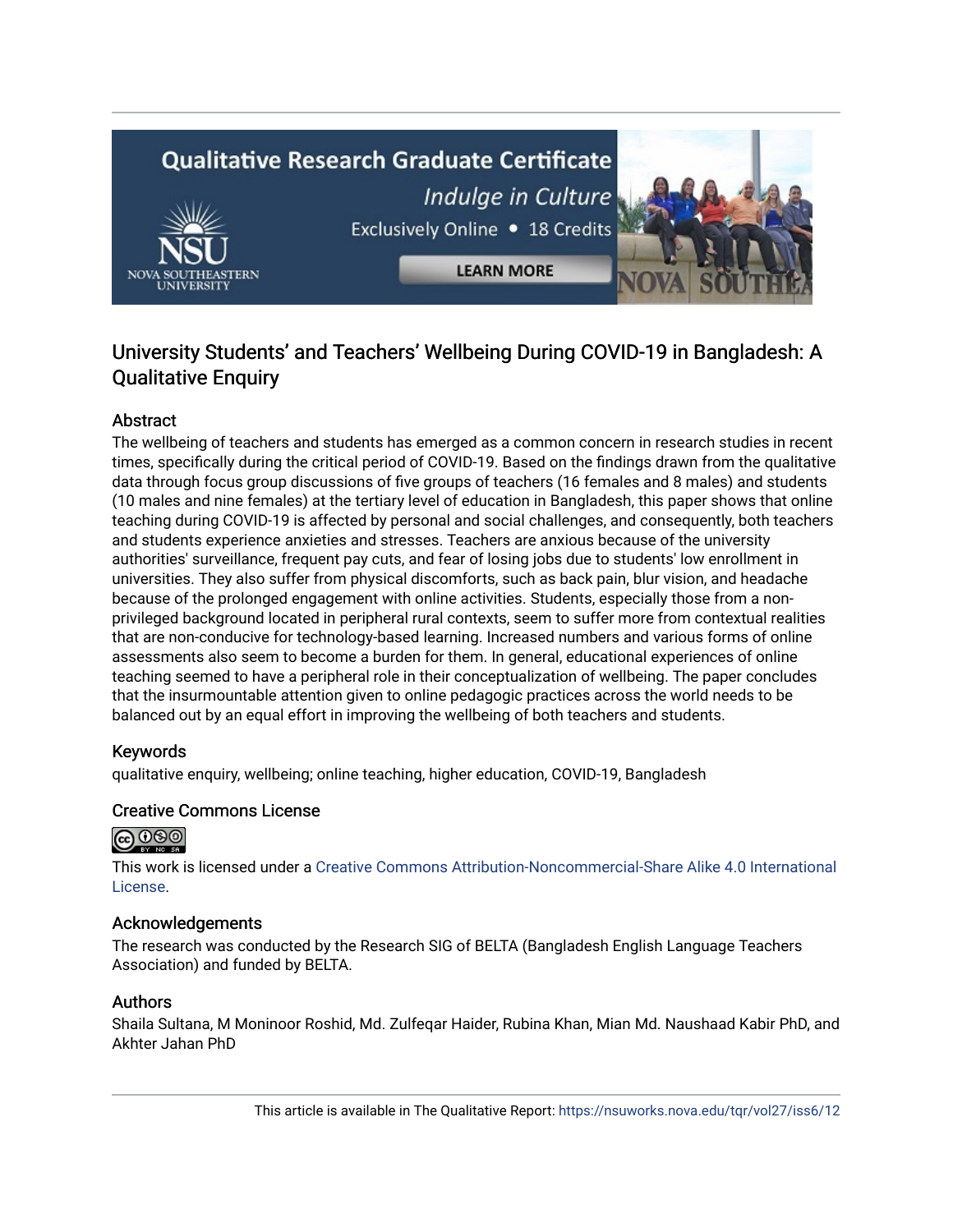# University Students' and Teachers' Wellbeing During COVID-19 in Bangladesh: A Qualitative Enquiry

## Abstract

The wellbeing of teachers and students has emerged as a common concern in research studies in recent times, specifically during the critical period of COVID-19. Based on the findings drawn from the qualitative data through focus group discussions of five groups of teachers (16 females and 8 males) and students (10 males and nine females) at the tertiary level of education in Bangladesh, this paper shows that online teaching during COVID-19 is affected by personal and social challenges, and consequently, both teachers and students experience anxieties and stresses. Teachers are anxious because of the university authorities' surveillance, frequent pay cuts, and fear of losing jobs due to students' low enrollment in universities. They also suffer from physical discomforts, such as back pain, blur vision, and headache because of the prolonged engagement with online activities. Students, especially those from a non-privileged background located in peripheral rural contexts, seem to suffer more from contextual realities that are non-conducive for technology-based learning. Increased numbers and various forms of online assessments also seem to become a burden for them. In general, educational experiences of online teaching seemed to have a peripheral role in their conceptualization of wellbeing. The paper concludes that the insurmountable attention given to online pedagogic practices across the world needs to be balanced out by an equal effort in improving the wellbeing of both teachers and students.

## Keywords

qualitative enquiry, wellbeing; online teaching, higher education, COVID-19, Bangladesh

## Creative Commons License

This work is licensed under a Creative Commons Attribution-Noncommercial-Share Alike 4.0 International License.

## Acknowledgements

The research was conducted by the Research SIG of BELTA (Bangladesh English Language Teachers Association) and funded by BELTA.

## Authors

Shaila Sultana, M Moninoor Roshid, Md. Zulfeqar Haider, Rubina Khan, Mian Md. Naushaad Kabir PhD, and Akhter Jahan PhD

This article is available in The Qualitative Report: https://nsuworks.nova.edu/tqr/vol27/iss6/12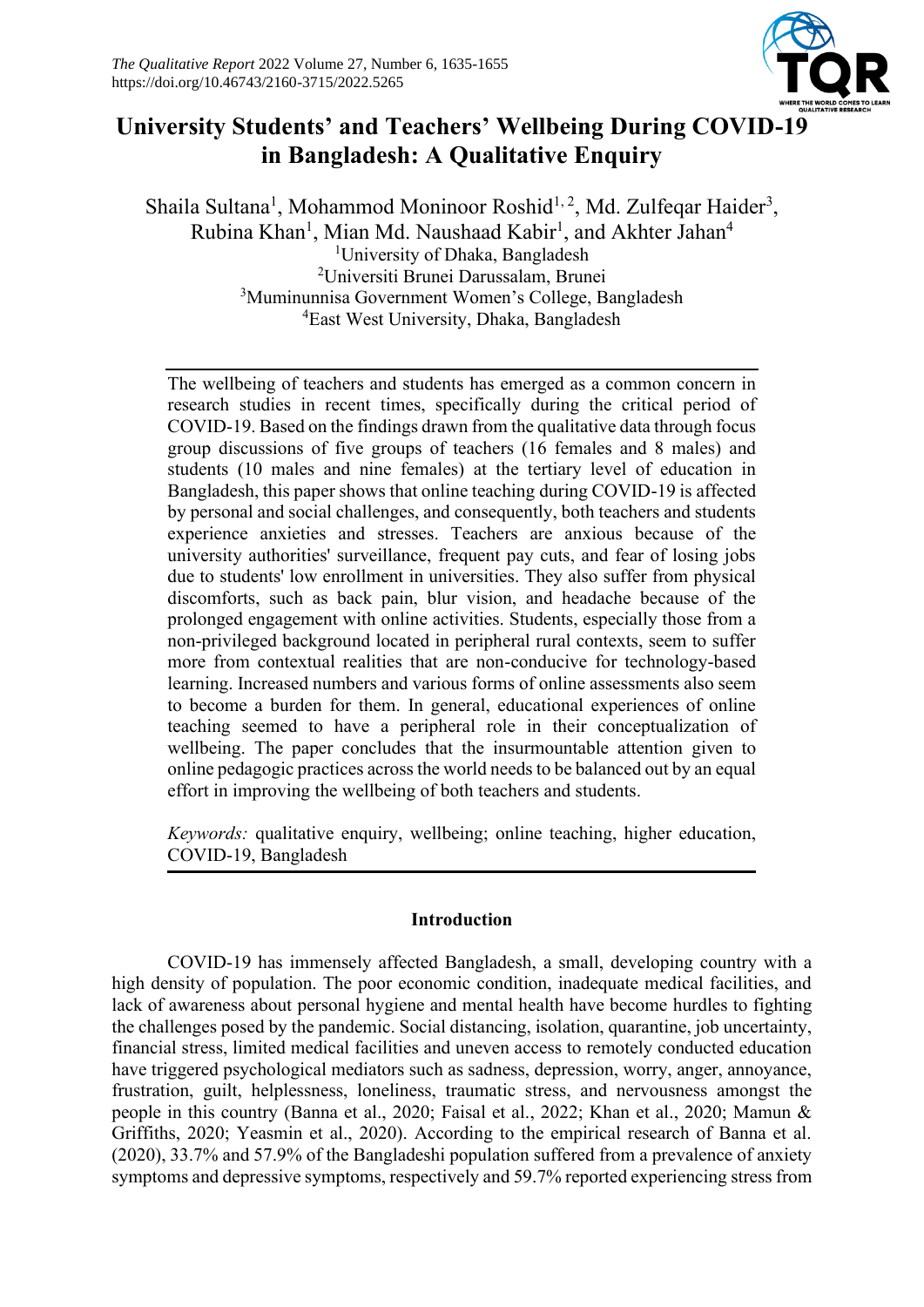# University Students' and Teachers' Wellbeing During COVID-19 in Bangladesh: A Qualitative Enquiry

Shaila Sultana[1], Mohammod Moninoor Roshid[1, 2], Md. Zulfeqar Haider[3], Rubina Khan[1], Mian Md. Naushaad Kabir[1], and Akhter Jahan[4]

[1]University of Dhaka, Bangladesh
[2]Universiti Brunei Darussalam, Brunei
[3]Muminunnisa Government Women's College, Bangladesh
[4]East West University, Dhaka, Bangladesh

The wellbeing of teachers and students has emerged as a common concern in research studies in recent times, specifically during the critical period of COVID-19. Based on the findings drawn from the qualitative data through focus group discussions of five groups of teachers (16 females and 8 males) and students (10 males and nine females) at the tertiary level of education in Bangladesh, this paper shows that online teaching during COVID-19 is affected by personal and social challenges, and consequently, both teachers and students experience anxieties and stresses. Teachers are anxious because of the university authorities' surveillance, frequent pay cuts, and fear of losing jobs due to students' low enrollment in universities. They also suffer from physical discomforts, such as back pain, blur vision, and headache because of the prolonged engagement with online activities. Students, especially those from a non-privileged background located in peripheral rural contexts, seem to suffer more from contextual realities that are non-conducive for technology-based learning. Increased numbers and various forms of online assessments also seem to become a burden for them. In general, educational experiences of online teaching seemed to have a peripheral role in their conceptualization of wellbeing. The paper concludes that the insurmountable attention given to online pedagogic practices across the world needs to be balanced out by an equal effort in improving the wellbeing of both teachers and students.

*Keywords:* qualitative enquiry, wellbeing; online teaching, higher education, COVID-19, Bangladesh

## Introduction

COVID-19 has immensely affected Bangladesh, a small, developing country with a high density of population. The poor economic condition, inadequate medical facilities, and lack of awareness about personal hygiene and mental health have become hurdles to fighting the challenges posed by the pandemic. Social distancing, isolation, quarantine, job uncertainty, financial stress, limited medical facilities and uneven access to remotely conducted education have triggered psychological mediators such as sadness, depression, worry, anger, annoyance, frustration, guilt, helplessness, loneliness, traumatic stress, and nervousness amongst the people in this country (Banna et al., 2020; Faisal et al., 2022; Khan et al., 2020; Mamun & Griffiths, 2020; Yeasmin et al., 2020). According to the empirical research of Banna et al. (2020), 33.7% and 57.9% of the Bangladeshi population suffered from a prevalence of anxiety symptoms and depressive symptoms, respectively and 59.7% reported experiencing stress from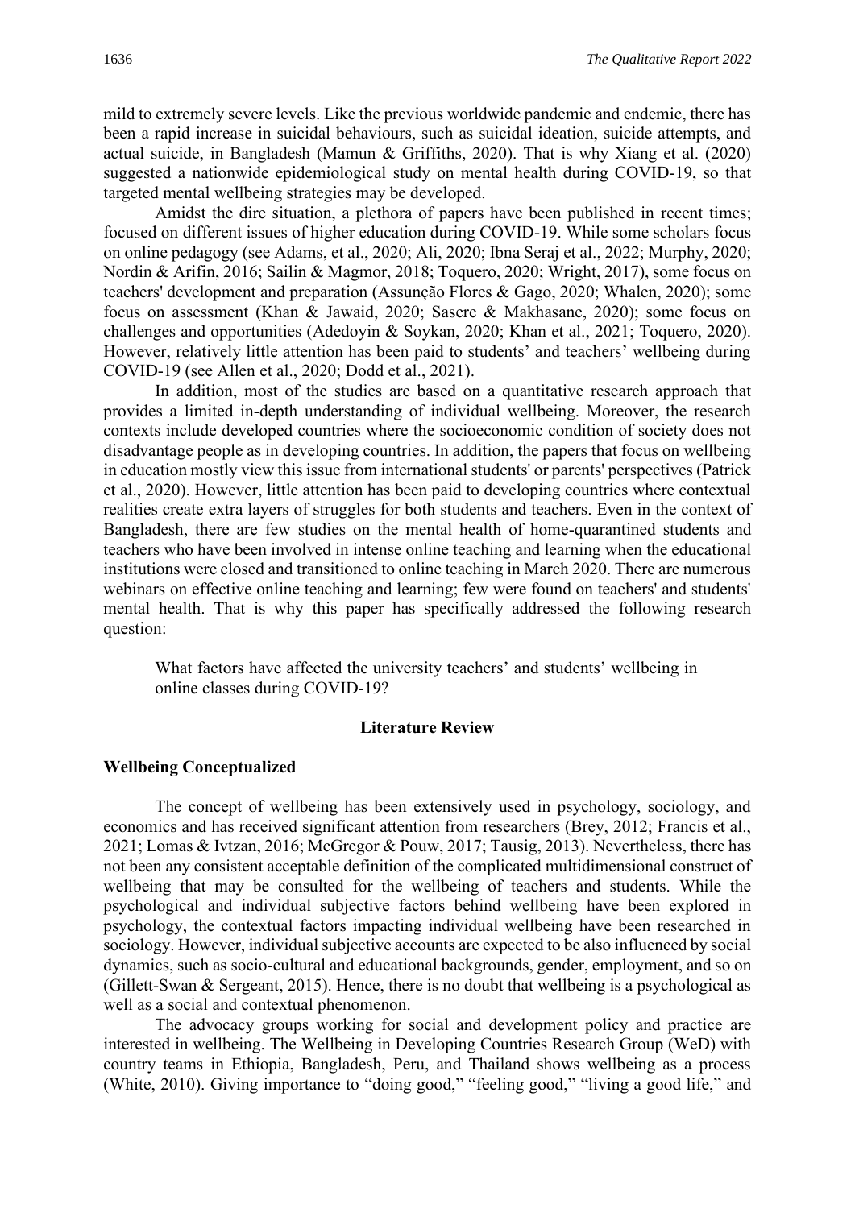mild to extremely severe levels. Like the previous worldwide pandemic and endemic, there has been a rapid increase in suicidal behaviours, such as suicidal ideation, suicide attempts, and actual suicide, in Bangladesh (Mamun & Griffiths, 2020). That is why Xiang et al. (2020) suggested a nationwide epidemiological study on mental health during COVID-19, so that targeted mental wellbeing strategies may be developed.

Amidst the dire situation, a plethora of papers have been published in recent times; focused on different issues of higher education during COVID-19. While some scholars focus on online pedagogy (see Adams, et al., 2020; Ali, 2020; Ibna Seraj et al., 2022; Murphy, 2020; Nordin & Arifin, 2016; Sailin & Magmor, 2018; Toquero, 2020; Wright, 2017), some focus on teachers' development and preparation (Assunção Flores & Gago, 2020; Whalen, 2020); some focus on assessment (Khan & Jawaid, 2020; Sasere & Makhasane, 2020); some focus on challenges and opportunities (Adedoyin & Soykan, 2020; Khan et al., 2021; Toquero, 2020). However, relatively little attention has been paid to students' and teachers' wellbeing during COVID-19 (see Allen et al., 2020; Dodd et al., 2021).

In addition, most of the studies are based on a quantitative research approach that provides a limited in-depth understanding of individual wellbeing. Moreover, the research contexts include developed countries where the socioeconomic condition of society does not disadvantage people as in developing countries. In addition, the papers that focus on wellbeing in education mostly view this issue from international students' or parents' perspectives (Patrick et al., 2020). However, little attention has been paid to developing countries where contextual realities create extra layers of struggles for both students and teachers. Even in the context of Bangladesh, there are few studies on the mental health of home-quarantined students and teachers who have been involved in intense online teaching and learning when the educational institutions were closed and transitioned to online teaching in March 2020. There are numerous webinars on effective online teaching and learning; few were found on teachers' and students' mental health. That is why this paper has specifically addressed the following research question:

> What factors have affected the university teachers' and students' wellbeing in online classes during COVID-19?

## Literature Review

### Wellbeing Conceptualized

The concept of wellbeing has been extensively used in psychology, sociology, and economics and has received significant attention from researchers (Brey, 2012; Francis et al., 2021; Lomas & Ivtzan, 2016; McGregor & Pouw, 2017; Tausig, 2013). Nevertheless, there has not been any consistent acceptable definition of the complicated multidimensional construct of wellbeing that may be consulted for the wellbeing of teachers and students. While the psychological and individual subjective factors behind wellbeing have been explored in psychology, the contextual factors impacting individual wellbeing have been researched in sociology. However, individual subjective accounts are expected to be also influenced by social dynamics, such as socio-cultural and educational backgrounds, gender, employment, and so on (Gillett-Swan & Sergeant, 2015). Hence, there is no doubt that wellbeing is a psychological as well as a social and contextual phenomenon.

The advocacy groups working for social and development policy and practice are interested in wellbeing. The Wellbeing in Developing Countries Research Group (WeD) with country teams in Ethiopia, Bangladesh, Peru, and Thailand shows wellbeing as a process (White, 2010). Giving importance to "doing good," "feeling good," "living a good life," and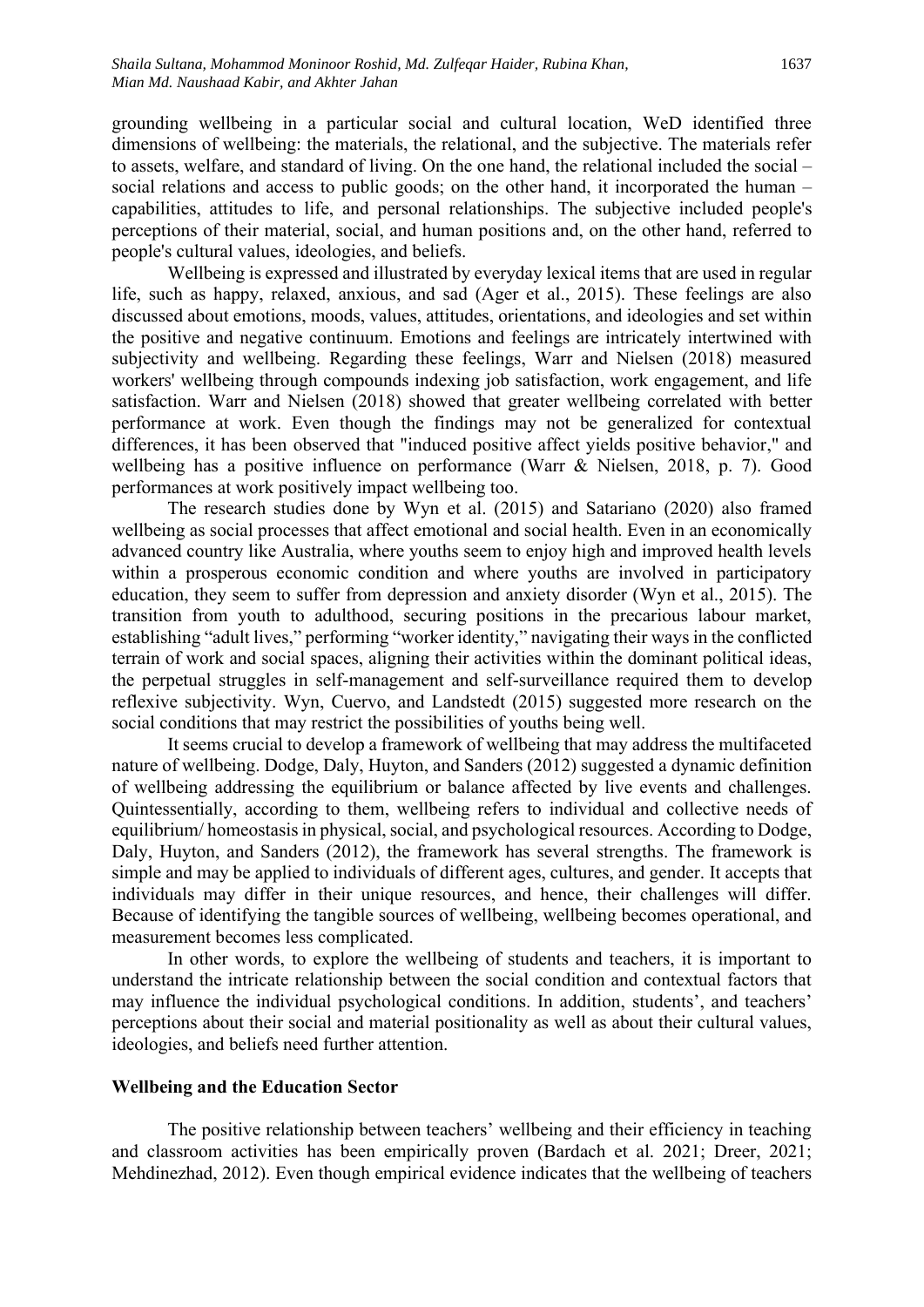grounding wellbeing in a particular social and cultural location, WeD identified three dimensions of wellbeing: the materials, the relational, and the subjective. The materials refer to assets, welfare, and standard of living. On the one hand, the relational included the social – social relations and access to public goods; on the other hand, it incorporated the human – capabilities, attitudes to life, and personal relationships. The subjective included people's perceptions of their material, social, and human positions and, on the other hand, referred to people's cultural values, ideologies, and beliefs.

Wellbeing is expressed and illustrated by everyday lexical items that are used in regular life, such as happy, relaxed, anxious, and sad (Ager et al., 2015). These feelings are also discussed about emotions, moods, values, attitudes, orientations, and ideologies and set within the positive and negative continuum. Emotions and feelings are intricately intertwined with subjectivity and wellbeing. Regarding these feelings, Warr and Nielsen (2018) measured workers' wellbeing through compounds indexing job satisfaction, work engagement, and life satisfaction. Warr and Nielsen (2018) showed that greater wellbeing correlated with better performance at work. Even though the findings may not be generalized for contextual differences, it has been observed that "induced positive affect yields positive behavior," and wellbeing has a positive influence on performance (Warr & Nielsen, 2018, p. 7). Good performances at work positively impact wellbeing too.

The research studies done by Wyn et al. (2015) and Satariano (2020) also framed wellbeing as social processes that affect emotional and social health. Even in an economically advanced country like Australia, where youths seem to enjoy high and improved health levels within a prosperous economic condition and where youths are involved in participatory education, they seem to suffer from depression and anxiety disorder (Wyn et al., 2015). The transition from youth to adulthood, securing positions in the precarious labour market, establishing "adult lives," performing "worker identity," navigating their ways in the conflicted terrain of work and social spaces, aligning their activities within the dominant political ideas, the perpetual struggles in self-management and self-surveillance required them to develop reflexive subjectivity. Wyn, Cuervo, and Landstedt (2015) suggested more research on the social conditions that may restrict the possibilities of youths being well.

It seems crucial to develop a framework of wellbeing that may address the multifaceted nature of wellbeing. Dodge, Daly, Huyton, and Sanders (2012) suggested a dynamic definition of wellbeing addressing the equilibrium or balance affected by live events and challenges. Quintessentially, according to them, wellbeing refers to individual and collective needs of equilibrium/ homeostasis in physical, social, and psychological resources. According to Dodge, Daly, Huyton, and Sanders (2012), the framework has several strengths. The framework is simple and may be applied to individuals of different ages, cultures, and gender. It accepts that individuals may differ in their unique resources, and hence, their challenges will differ. Because of identifying the tangible sources of wellbeing, wellbeing becomes operational, and measurement becomes less complicated.

In other words, to explore the wellbeing of students and teachers, it is important to understand the intricate relationship between the social condition and contextual factors that may influence the individual psychological conditions. In addition, students', and teachers' perceptions about their social and material positionality as well as about their cultural values, ideologies, and beliefs need further attention.

## Wellbeing and the Education Sector

The positive relationship between teachers' wellbeing and their efficiency in teaching and classroom activities has been empirically proven (Bardach et al. 2021; Dreer, 2021; Mehdinezhad, 2012). Even though empirical evidence indicates that the wellbeing of teachers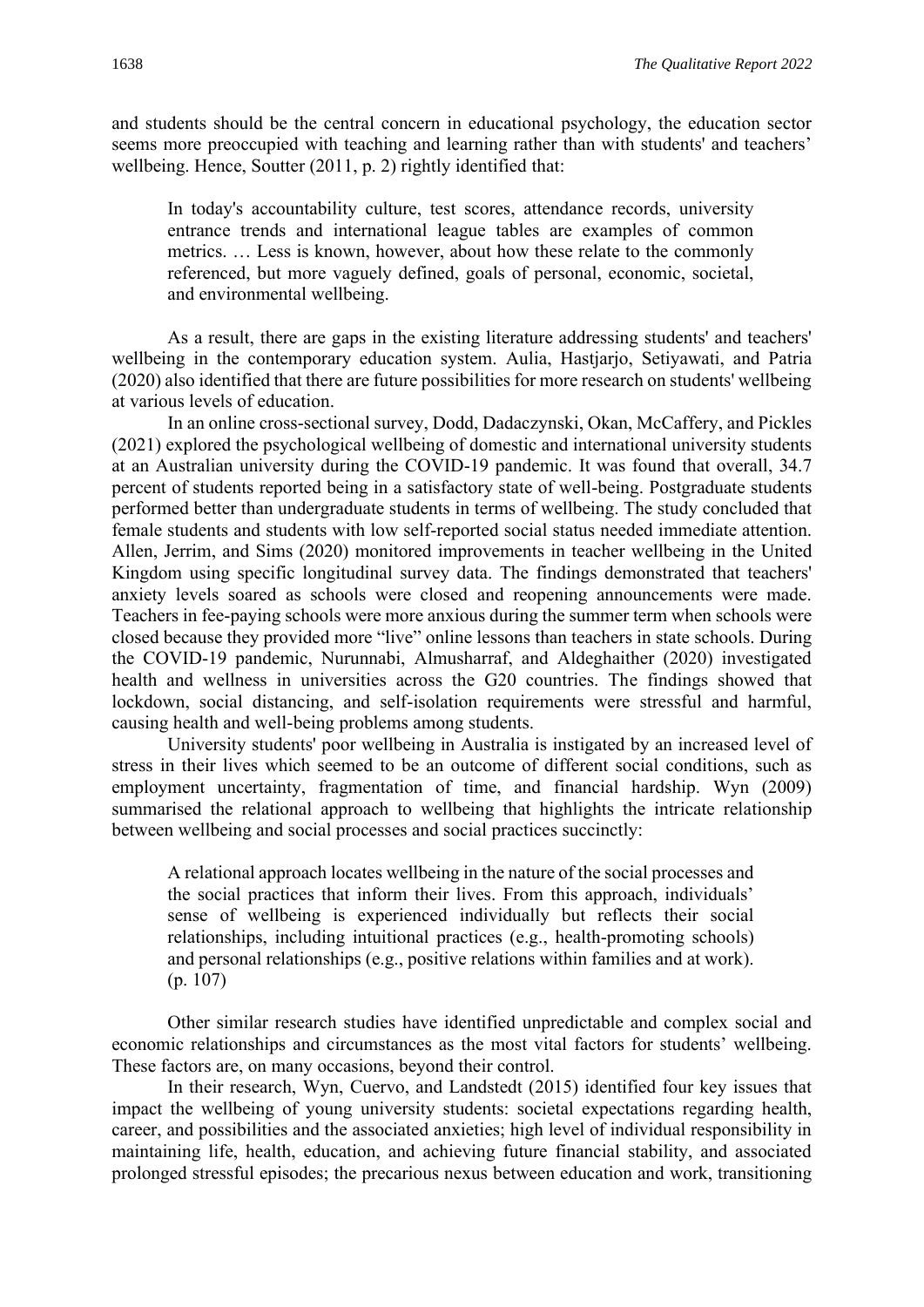and students should be the central concern in educational psychology, the education sector seems more preoccupied with teaching and learning rather than with students' and teachers' wellbeing. Hence, Soutter (2011, p. 2) rightly identified that:

> In today's accountability culture, test scores, attendance records, university entrance trends and international league tables are examples of common metrics. … Less is known, however, about how these relate to the commonly referenced, but more vaguely defined, goals of personal, economic, societal, and environmental wellbeing.

As a result, there are gaps in the existing literature addressing students' and teachers' wellbeing in the contemporary education system. Aulia, Hastjarjo, Setiyawati, and Patria (2020) also identified that there are future possibilities for more research on students' wellbeing at various levels of education.

In an online cross-sectional survey, Dodd, Dadaczynski, Okan, McCaffery, and Pickles (2021) explored the psychological wellbeing of domestic and international university students at an Australian university during the COVID-19 pandemic. It was found that overall, 34.7 percent of students reported being in a satisfactory state of well-being. Postgraduate students performed better than undergraduate students in terms of wellbeing. The study concluded that female students and students with low self-reported social status needed immediate attention. Allen, Jerrim, and Sims (2020) monitored improvements in teacher wellbeing in the United Kingdom using specific longitudinal survey data. The findings demonstrated that teachers' anxiety levels soared as schools were closed and reopening announcements were made. Teachers in fee-paying schools were more anxious during the summer term when schools were closed because they provided more "live" online lessons than teachers in state schools. During the COVID-19 pandemic, Nurunnabi, Almusharraf, and Aldeghaither (2020) investigated health and wellness in universities across the G20 countries. The findings showed that lockdown, social distancing, and self-isolation requirements were stressful and harmful, causing health and well-being problems among students.

University students' poor wellbeing in Australia is instigated by an increased level of stress in their lives which seemed to be an outcome of different social conditions, such as employment uncertainty, fragmentation of time, and financial hardship. Wyn (2009) summarised the relational approach to wellbeing that highlights the intricate relationship between wellbeing and social processes and social practices succinctly:

> A relational approach locates wellbeing in the nature of the social processes and the social practices that inform their lives. From this approach, individuals' sense of wellbeing is experienced individually but reflects their social relationships, including intuitional practices (e.g., health-promoting schools) and personal relationships (e.g., positive relations within families and at work). (p. 107)

Other similar research studies have identified unpredictable and complex social and economic relationships and circumstances as the most vital factors for students' wellbeing. These factors are, on many occasions, beyond their control.

In their research, Wyn, Cuervo, and Landstedt (2015) identified four key issues that impact the wellbeing of young university students: societal expectations regarding health, career, and possibilities and the associated anxieties; high level of individual responsibility in maintaining life, health, education, and achieving future financial stability, and associated prolonged stressful episodes; the precarious nexus between education and work, transitioning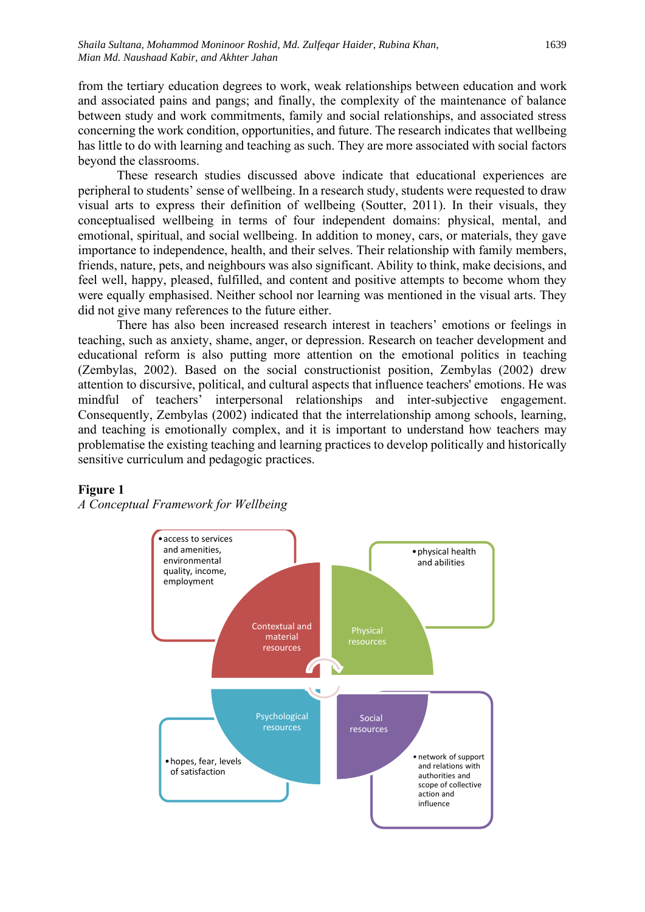from the tertiary education degrees to work, weak relationships between education and work and associated pains and pangs; and finally, the complexity of the maintenance of balance between study and work commitments, family and social relationships, and associated stress concerning the work condition, opportunities, and future. The research indicates that wellbeing has little to do with learning and teaching as such. They are more associated with social factors beyond the classrooms.

These research studies discussed above indicate that educational experiences are peripheral to students' sense of wellbeing. In a research study, students were requested to draw visual arts to express their definition of wellbeing (Soutter, 2011). In their visuals, they conceptualised wellbeing in terms of four independent domains: physical, mental, and emotional, spiritual, and social wellbeing. In addition to money, cars, or materials, they gave importance to independence, health, and their selves. Their relationship with family members, friends, nature, pets, and neighbours was also significant. Ability to think, make decisions, and feel well, happy, pleased, fulfilled, and content and positive attempts to become whom they were equally emphasised. Neither school nor learning was mentioned in the visual arts. They did not give many references to the future either.

There has also been increased research interest in teachers' emotions or feelings in teaching, such as anxiety, shame, anger, or depression. Research on teacher development and educational reform is also putting more attention on the emotional politics in teaching (Zembylas, 2002). Based on the social constructionist position, Zembylas (2002) drew attention to discursive, political, and cultural aspects that influence teachers' emotions. He was mindful of teachers' interpersonal relationships and inter-subjective engagement. Consequently, Zembylas (2002) indicated that the interrelationship among schools, learning, and teaching is emotionally complex, and it is important to understand how teachers may problematise the existing teaching and learning practices to develop politically and historically sensitive curriculum and pedagogic practices.

**Figure 1**

*A Conceptual Framework for Wellbeing*

- Contextual and material resources: access to services and amenities, environmental quality, income, employment
- Physical resources: physical health and abilities
- Psychological resources: hopes, fear, levels of satisfaction
- Social resources: network of support and relations with authorities and scope of collective action and influence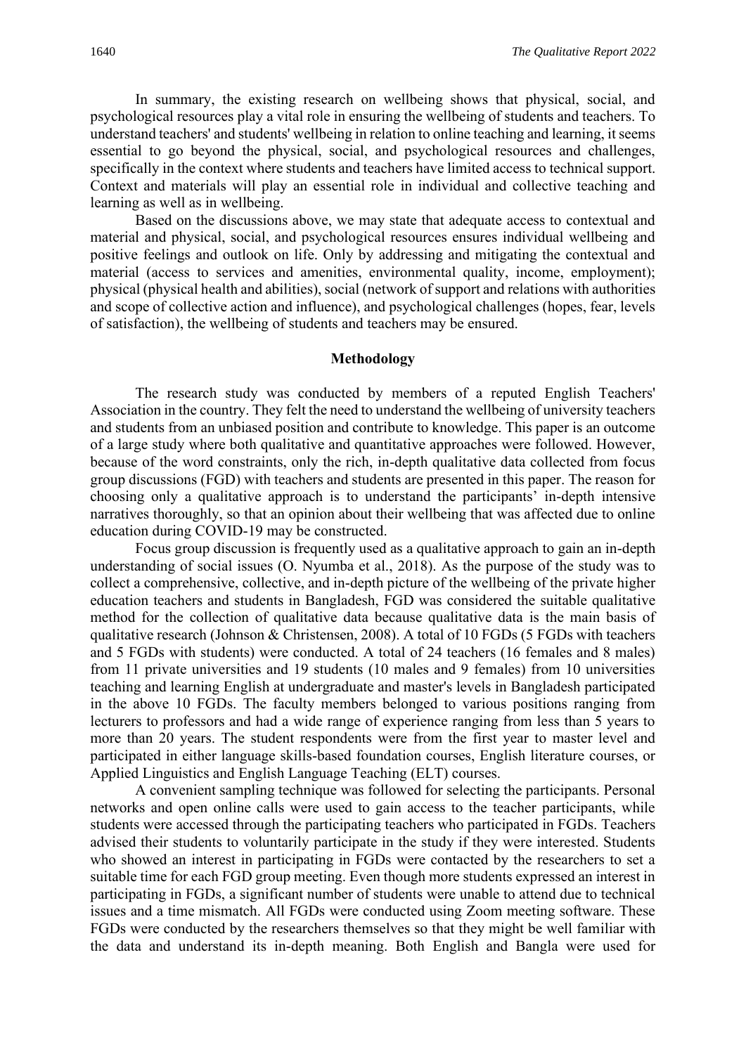In summary, the existing research on wellbeing shows that physical, social, and psychological resources play a vital role in ensuring the wellbeing of students and teachers. To understand teachers' and students' wellbeing in relation to online teaching and learning, it seems essential to go beyond the physical, social, and psychological resources and challenges, specifically in the context where students and teachers have limited access to technical support. Context and materials will play an essential role in individual and collective teaching and learning as well as in wellbeing.

Based on the discussions above, we may state that adequate access to contextual and material and physical, social, and psychological resources ensures individual wellbeing and positive feelings and outlook on life. Only by addressing and mitigating the contextual and material (access to services and amenities, environmental quality, income, employment); physical (physical health and abilities), social (network of support and relations with authorities and scope of collective action and influence), and psychological challenges (hopes, fear, levels of satisfaction), the wellbeing of students and teachers may be ensured.

## Methodology

The research study was conducted by members of a reputed English Teachers' Association in the country. They felt the need to understand the wellbeing of university teachers and students from an unbiased position and contribute to knowledge. This paper is an outcome of a large study where both qualitative and quantitative approaches were followed. However, because of the word constraints, only the rich, in-depth qualitative data collected from focus group discussions (FGD) with teachers and students are presented in this paper. The reason for choosing only a qualitative approach is to understand the participants' in-depth intensive narratives thoroughly, so that an opinion about their wellbeing that was affected due to online education during COVID-19 may be constructed.

Focus group discussion is frequently used as a qualitative approach to gain an in-depth understanding of social issues (O. Nyumba et al., 2018). As the purpose of the study was to collect a comprehensive, collective, and in-depth picture of the wellbeing of the private higher education teachers and students in Bangladesh, FGD was considered the suitable qualitative method for the collection of qualitative data because qualitative data is the main basis of qualitative research (Johnson & Christensen, 2008). A total of 10 FGDs (5 FGDs with teachers and 5 FGDs with students) were conducted. A total of 24 teachers (16 females and 8 males) from 11 private universities and 19 students (10 males and 9 females) from 10 universities teaching and learning English at undergraduate and master's levels in Bangladesh participated in the above 10 FGDs. The faculty members belonged to various positions ranging from lecturers to professors and had a wide range of experience ranging from less than 5 years to more than 20 years. The student respondents were from the first year to master level and participated in either language skills-based foundation courses, English literature courses, or Applied Linguistics and English Language Teaching (ELT) courses.

A convenient sampling technique was followed for selecting the participants. Personal networks and open online calls were used to gain access to the teacher participants, while students were accessed through the participating teachers who participated in FGDs. Teachers advised their students to voluntarily participate in the study if they were interested. Students who showed an interest in participating in FGDs were contacted by the researchers to set a suitable time for each FGD group meeting. Even though more students expressed an interest in participating in FGDs, a significant number of students were unable to attend due to technical issues and a time mismatch. All FGDs were conducted using Zoom meeting software. These FGDs were conducted by the researchers themselves so that they might be well familiar with the data and understand its in-depth meaning. Both English and Bangla were used for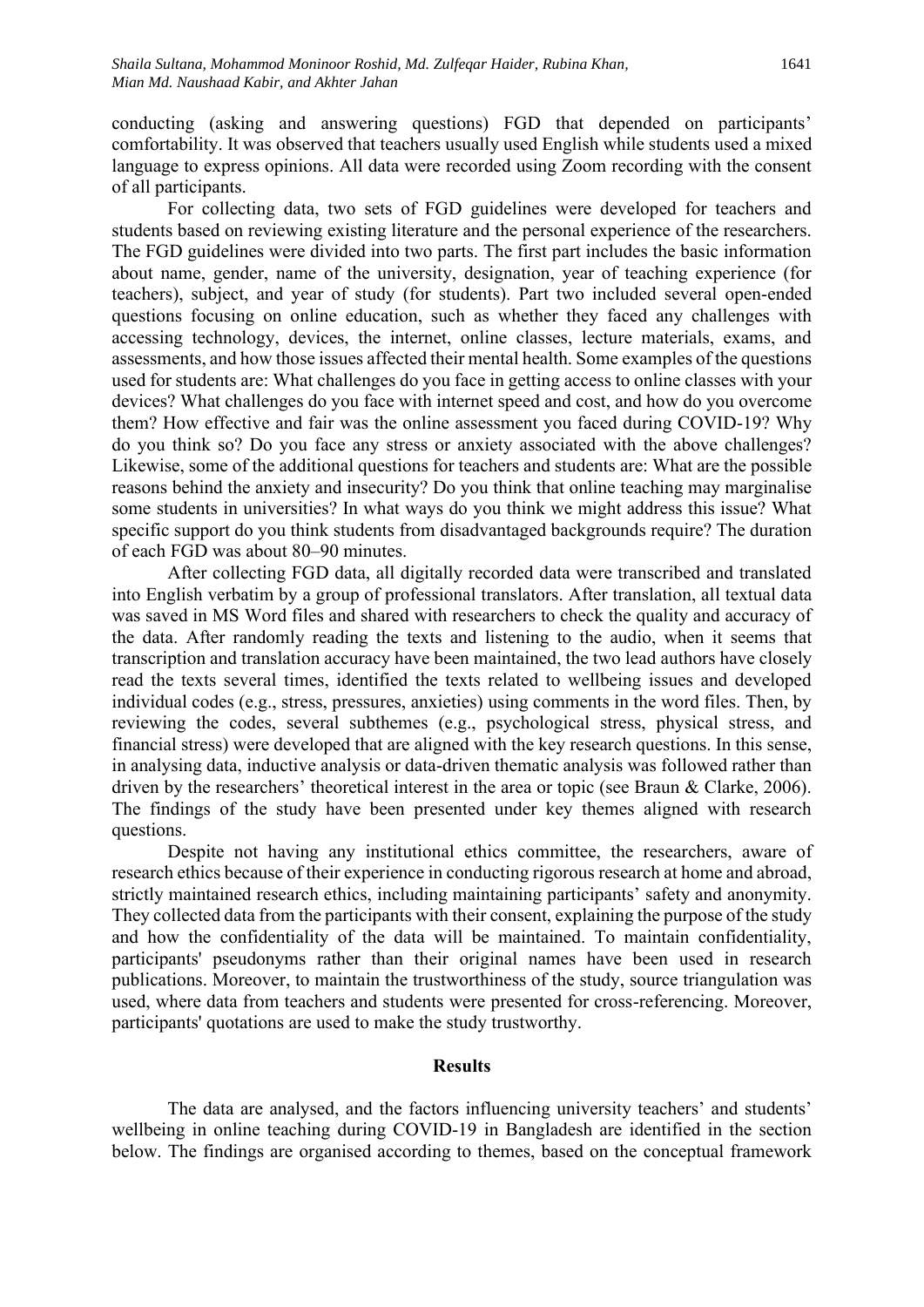conducting (asking and answering questions) FGD that depended on participants' comfortability. It was observed that teachers usually used English while students used a mixed language to express opinions. All data were recorded using Zoom recording with the consent of all participants.

For collecting data, two sets of FGD guidelines were developed for teachers and students based on reviewing existing literature and the personal experience of the researchers. The FGD guidelines were divided into two parts. The first part includes the basic information about name, gender, name of the university, designation, year of teaching experience (for teachers), subject, and year of study (for students). Part two included several open-ended questions focusing on online education, such as whether they faced any challenges with accessing technology, devices, the internet, online classes, lecture materials, exams, and assessments, and how those issues affected their mental health. Some examples of the questions used for students are: What challenges do you face in getting access to online classes with your devices? What challenges do you face with internet speed and cost, and how do you overcome them? How effective and fair was the online assessment you faced during COVID-19? Why do you think so? Do you face any stress or anxiety associated with the above challenges? Likewise, some of the additional questions for teachers and students are: What are the possible reasons behind the anxiety and insecurity? Do you think that online teaching may marginalise some students in universities? In what ways do you think we might address this issue? What specific support do you think students from disadvantaged backgrounds require? The duration of each FGD was about 80–90 minutes.

After collecting FGD data, all digitally recorded data were transcribed and translated into English verbatim by a group of professional translators. After translation, all textual data was saved in MS Word files and shared with researchers to check the quality and accuracy of the data. After randomly reading the texts and listening to the audio, when it seems that transcription and translation accuracy have been maintained, the two lead authors have closely read the texts several times, identified the texts related to wellbeing issues and developed individual codes (e.g., stress, pressures, anxieties) using comments in the word files. Then, by reviewing the codes, several subthemes (e.g., psychological stress, physical stress, and financial stress) were developed that are aligned with the key research questions. In this sense, in analysing data, inductive analysis or data-driven thematic analysis was followed rather than driven by the researchers' theoretical interest in the area or topic (see Braun & Clarke, 2006). The findings of the study have been presented under key themes aligned with research questions.

Despite not having any institutional ethics committee, the researchers, aware of research ethics because of their experience in conducting rigorous research at home and abroad, strictly maintained research ethics, including maintaining participants' safety and anonymity. They collected data from the participants with their consent, explaining the purpose of the study and how the confidentiality of the data will be maintained. To maintain confidentiality, participants' pseudonyms rather than their original names have been used in research publications. Moreover, to maintain the trustworthiness of the study, source triangulation was used, where data from teachers and students were presented for cross-referencing. Moreover, participants' quotations are used to make the study trustworthy.

## Results

The data are analysed, and the factors influencing university teachers' and students' wellbeing in online teaching during COVID-19 in Bangladesh are identified in the section below. The findings are organised according to themes, based on the conceptual framework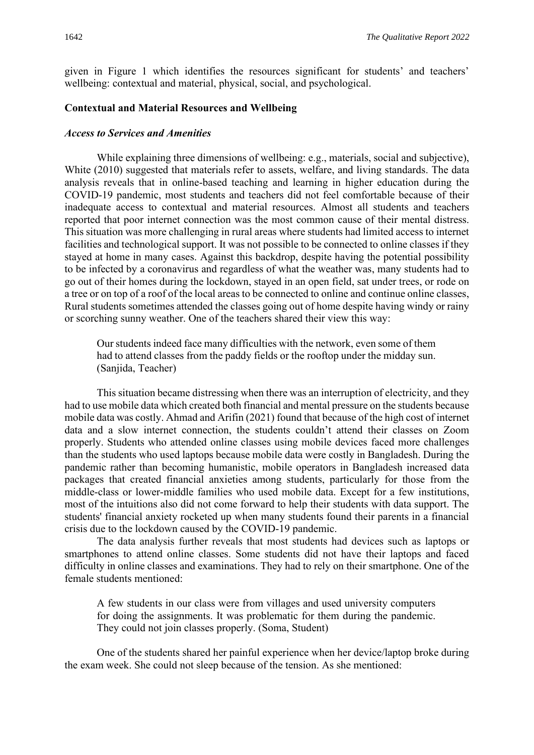given in Figure 1 which identifies the resources significant for students' and teachers' wellbeing: contextual and material, physical, social, and psychological.

### Contextual and Material Resources and Wellbeing

#### *Access to Services and Amenities*

While explaining three dimensions of wellbeing: e.g., materials, social and subjective), White (2010) suggested that materials refer to assets, welfare, and living standards. The data analysis reveals that in online-based teaching and learning in higher education during the COVID-19 pandemic, most students and teachers did not feel comfortable because of their inadequate access to contextual and material resources. Almost all students and teachers reported that poor internet connection was the most common cause of their mental distress. This situation was more challenging in rural areas where students had limited access to internet facilities and technological support. It was not possible to be connected to online classes if they stayed at home in many cases. Against this backdrop, despite having the potential possibility to be infected by a coronavirus and regardless of what the weather was, many students had to go out of their homes during the lockdown, stayed in an open field, sat under trees, or rode on a tree or on top of a roof of the local areas to be connected to online and continue online classes, Rural students sometimes attended the classes going out of home despite having windy or rainy or scorching sunny weather. One of the teachers shared their view this way:

> Our students indeed face many difficulties with the network, even some of them had to attend classes from the paddy fields or the rooftop under the midday sun. (Sanjida, Teacher)

This situation became distressing when there was an interruption of electricity, and they had to use mobile data which created both financial and mental pressure on the students because mobile data was costly. Ahmad and Arifin (2021) found that because of the high cost of internet data and a slow internet connection, the students couldn't attend their classes on Zoom properly. Students who attended online classes using mobile devices faced more challenges than the students who used laptops because mobile data were costly in Bangladesh. During the pandemic rather than becoming humanistic, mobile operators in Bangladesh increased data packages that created financial anxieties among students, particularly for those from the middle-class or lower-middle families who used mobile data. Except for a few institutions, most of the intuitions also did not come forward to help their students with data support. The students' financial anxiety rocketed up when many students found their parents in a financial crisis due to the lockdown caused by the COVID-19 pandemic.

The data analysis further reveals that most students had devices such as laptops or smartphones to attend online classes. Some students did not have their laptops and faced difficulty in online classes and examinations. They had to rely on their smartphone. One of the female students mentioned:

> A few students in our class were from villages and used university computers for doing the assignments. It was problematic for them during the pandemic. They could not join classes properly. (Soma, Student)

One of the students shared her painful experience when her device/laptop broke during the exam week. She could not sleep because of the tension. As she mentioned: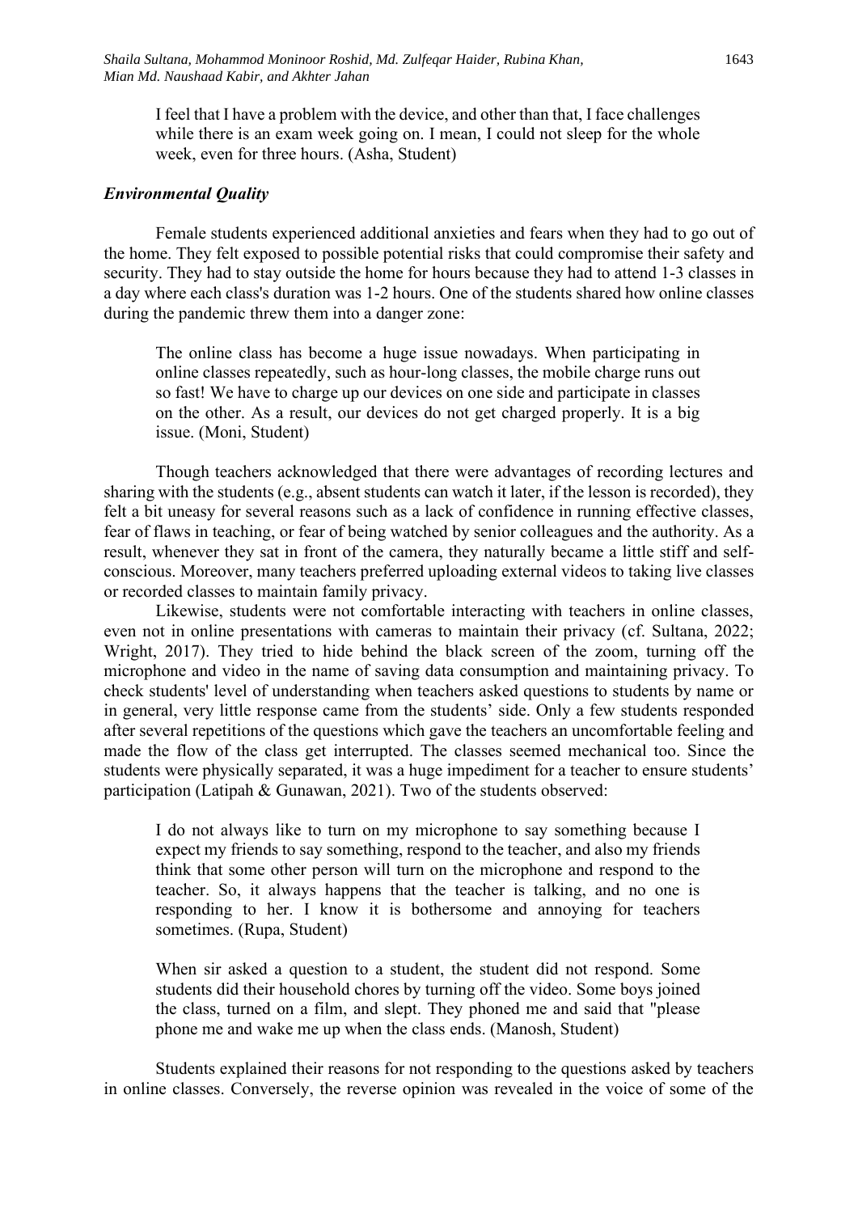I feel that I have a problem with the device, and other than that, I face challenges while there is an exam week going on. I mean, I could not sleep for the whole week, even for three hours. (Asha, Student)

### *Environmental Quality*

Female students experienced additional anxieties and fears when they had to go out of the home. They felt exposed to possible potential risks that could compromise their safety and security. They had to stay outside the home for hours because they had to attend 1-3 classes in a day where each class's duration was 1-2 hours. One of the students shared how online classes during the pandemic threw them into a danger zone:

> The online class has become a huge issue nowadays. When participating in online classes repeatedly, such as hour-long classes, the mobile charge runs out so fast! We have to charge up our devices on one side and participate in classes on the other. As a result, our devices do not get charged properly. It is a big issue. (Moni, Student)

Though teachers acknowledged that there were advantages of recording lectures and sharing with the students (e.g., absent students can watch it later, if the lesson is recorded), they felt a bit uneasy for several reasons such as a lack of confidence in running effective classes, fear of flaws in teaching, or fear of being watched by senior colleagues and the authority. As a result, whenever they sat in front of the camera, they naturally became a little stiff and self-conscious. Moreover, many teachers preferred uploading external videos to taking live classes or recorded classes to maintain family privacy.

Likewise, students were not comfortable interacting with teachers in online classes, even not in online presentations with cameras to maintain their privacy (cf. Sultana, 2022; Wright, 2017). They tried to hide behind the black screen of the zoom, turning off the microphone and video in the name of saving data consumption and maintaining privacy. To check students' level of understanding when teachers asked questions to students by name or in general, very little response came from the students' side. Only a few students responded after several repetitions of the questions which gave the teachers an uncomfortable feeling and made the flow of the class get interrupted. The classes seemed mechanical too. Since the students were physically separated, it was a huge impediment for a teacher to ensure students' participation (Latipah & Gunawan, 2021). Two of the students observed:

> I do not always like to turn on my microphone to say something because I expect my friends to say something, respond to the teacher, and also my friends think that some other person will turn on the microphone and respond to the teacher. So, it always happens that the teacher is talking, and no one is responding to her. I know it is bothersome and annoying for teachers sometimes. (Rupa, Student)

> When sir asked a question to a student, the student did not respond. Some students did their household chores by turning off the video. Some boys joined the class, turned on a film, and slept. They phoned me and said that "please phone me and wake me up when the class ends. (Manosh, Student)

Students explained their reasons for not responding to the questions asked by teachers in online classes. Conversely, the reverse opinion was revealed in the voice of some of the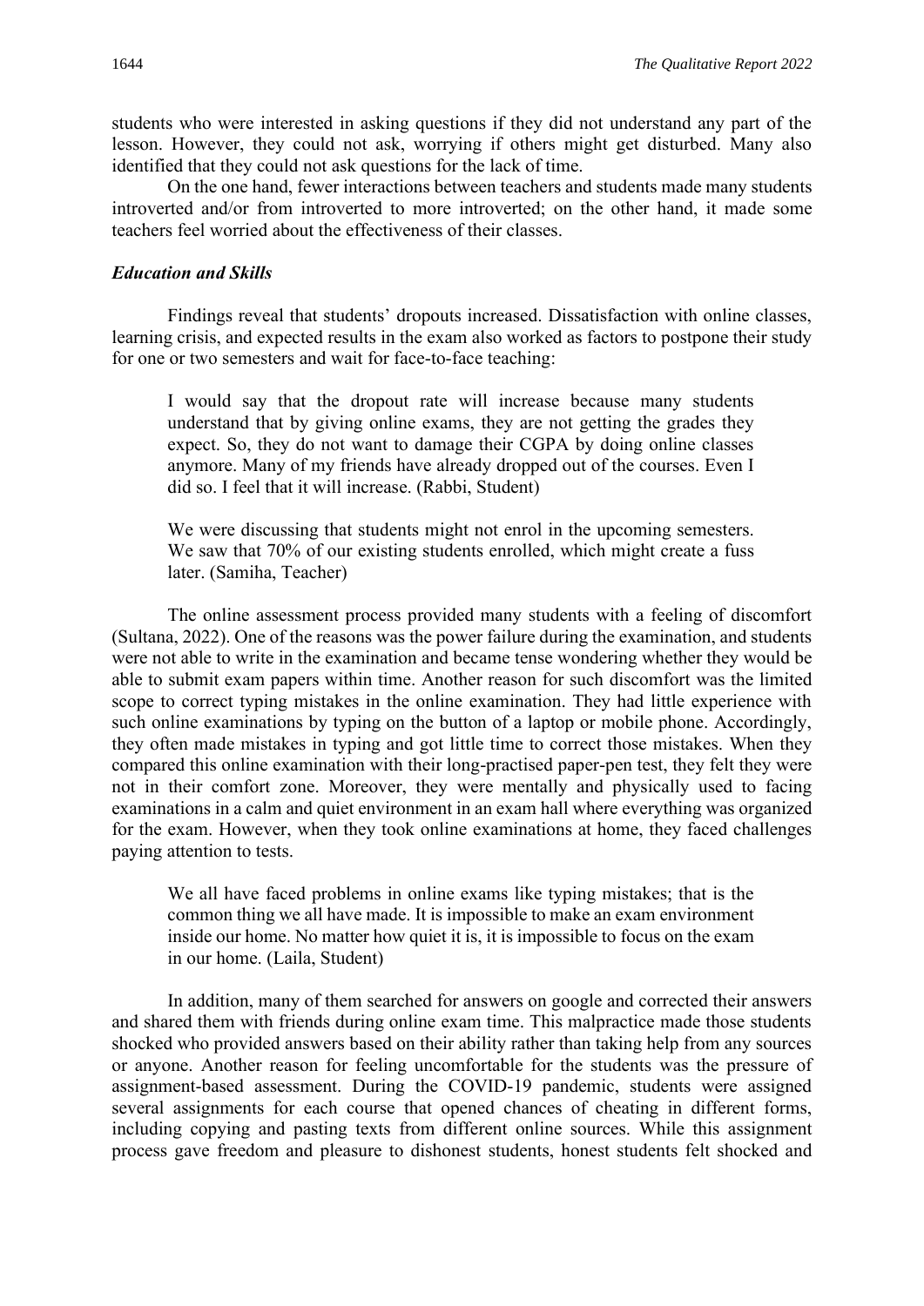students who were interested in asking questions if they did not understand any part of the lesson. However, they could not ask, worrying if others might get disturbed. Many also identified that they could not ask questions for the lack of time.

On the one hand, fewer interactions between teachers and students made many students introverted and/or from introverted to more introverted; on the other hand, it made some teachers feel worried about the effectiveness of their classes.

### *Education and Skills*

Findings reveal that students' dropouts increased. Dissatisfaction with online classes, learning crisis, and expected results in the exam also worked as factors to postpone their study for one or two semesters and wait for face-to-face teaching:

> I would say that the dropout rate will increase because many students understand that by giving online exams, they are not getting the grades they expect. So, they do not want to damage their CGPA by doing online classes anymore. Many of my friends have already dropped out of the courses. Even I did so. I feel that it will increase. (Rabbi, Student)

> We were discussing that students might not enrol in the upcoming semesters. We saw that 70% of our existing students enrolled, which might create a fuss later. (Samiha, Teacher)

The online assessment process provided many students with a feeling of discomfort (Sultana, 2022). One of the reasons was the power failure during the examination, and students were not able to write in the examination and became tense wondering whether they would be able to submit exam papers within time. Another reason for such discomfort was the limited scope to correct typing mistakes in the online examination. They had little experience with such online examinations by typing on the button of a laptop or mobile phone. Accordingly, they often made mistakes in typing and got little time to correct those mistakes. When they compared this online examination with their long-practised paper-pen test, they felt they were not in their comfort zone. Moreover, they were mentally and physically used to facing examinations in a calm and quiet environment in an exam hall where everything was organized for the exam. However, when they took online examinations at home, they faced challenges paying attention to tests.

> We all have faced problems in online exams like typing mistakes; that is the common thing we all have made. It is impossible to make an exam environment inside our home. No matter how quiet it is, it is impossible to focus on the exam in our home. (Laila, Student)

In addition, many of them searched for answers on google and corrected their answers and shared them with friends during online exam time. This malpractice made those students shocked who provided answers based on their ability rather than taking help from any sources or anyone. Another reason for feeling uncomfortable for the students was the pressure of assignment-based assessment. During the COVID-19 pandemic, students were assigned several assignments for each course that opened chances of cheating in different forms, including copying and pasting texts from different online sources. While this assignment process gave freedom and pleasure to dishonest students, honest students felt shocked and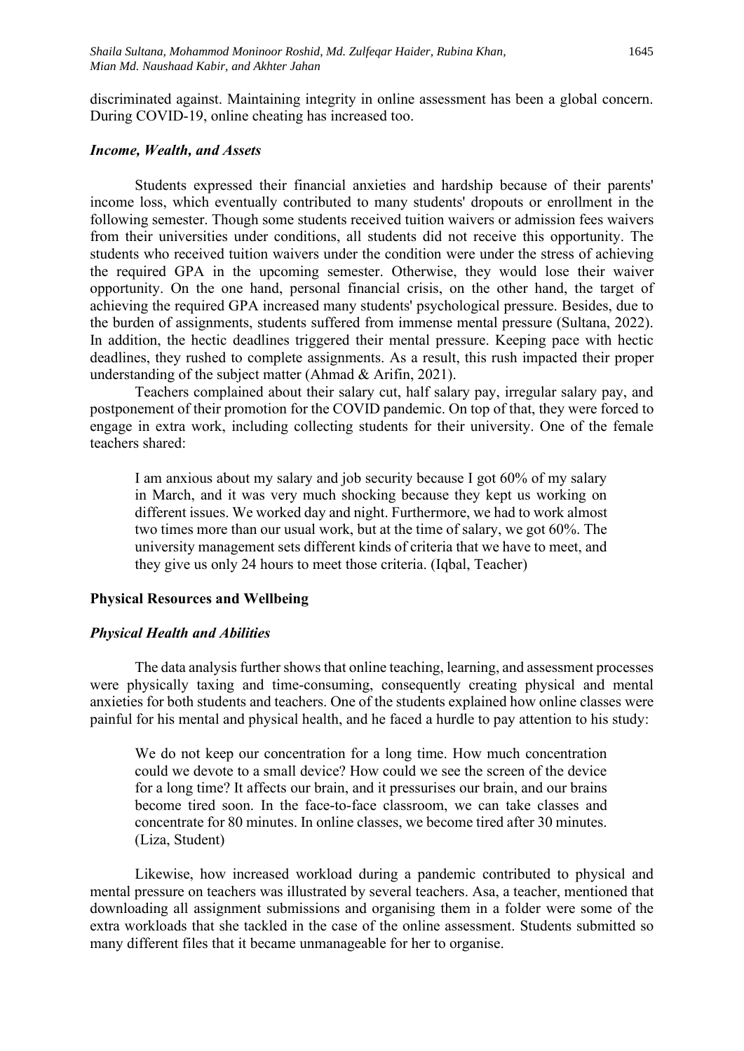discriminated against. Maintaining integrity in online assessment has been a global concern. During COVID-19, online cheating has increased too.

### *Income, Wealth, and Assets*

Students expressed their financial anxieties and hardship because of their parents' income loss, which eventually contributed to many students' dropouts or enrollment in the following semester. Though some students received tuition waivers or admission fees waivers from their universities under conditions, all students did not receive this opportunity. The students who received tuition waivers under the condition were under the stress of achieving the required GPA in the upcoming semester. Otherwise, they would lose their waiver opportunity. On the one hand, personal financial crisis, on the other hand, the target of achieving the required GPA increased many students' psychological pressure. Besides, due to the burden of assignments, students suffered from immense mental pressure (Sultana, 2022). In addition, the hectic deadlines triggered their mental pressure. Keeping pace with hectic deadlines, they rushed to complete assignments. As a result, this rush impacted their proper understanding of the subject matter (Ahmad & Arifin, 2021).

Teachers complained about their salary cut, half salary pay, irregular salary pay, and postponement of their promotion for the COVID pandemic. On top of that, they were forced to engage in extra work, including collecting students for their university. One of the female teachers shared:

> I am anxious about my salary and job security because I got 60% of my salary in March, and it was very much shocking because they kept us working on different issues. We worked day and night. Furthermore, we had to work almost two times more than our usual work, but at the time of salary, we got 60%. The university management sets different kinds of criteria that we have to meet, and they give us only 24 hours to meet those criteria. (Iqbal, Teacher)

## Physical Resources and Wellbeing

### *Physical Health and Abilities*

The data analysis further shows that online teaching, learning, and assessment processes were physically taxing and time-consuming, consequently creating physical and mental anxieties for both students and teachers. One of the students explained how online classes were painful for his mental and physical health, and he faced a hurdle to pay attention to his study:

> We do not keep our concentration for a long time. How much concentration could we devote to a small device? How could we see the screen of the device for a long time? It affects our brain, and it pressurises our brain, and our brains become tired soon. In the face-to-face classroom, we can take classes and concentrate for 80 minutes. In online classes, we become tired after 30 minutes. (Liza, Student)

Likewise, how increased workload during a pandemic contributed to physical and mental pressure on teachers was illustrated by several teachers. Asa, a teacher, mentioned that downloading all assignment submissions and organising them in a folder were some of the extra workloads that she tackled in the case of the online assessment. Students submitted so many different files that it became unmanageable for her to organise.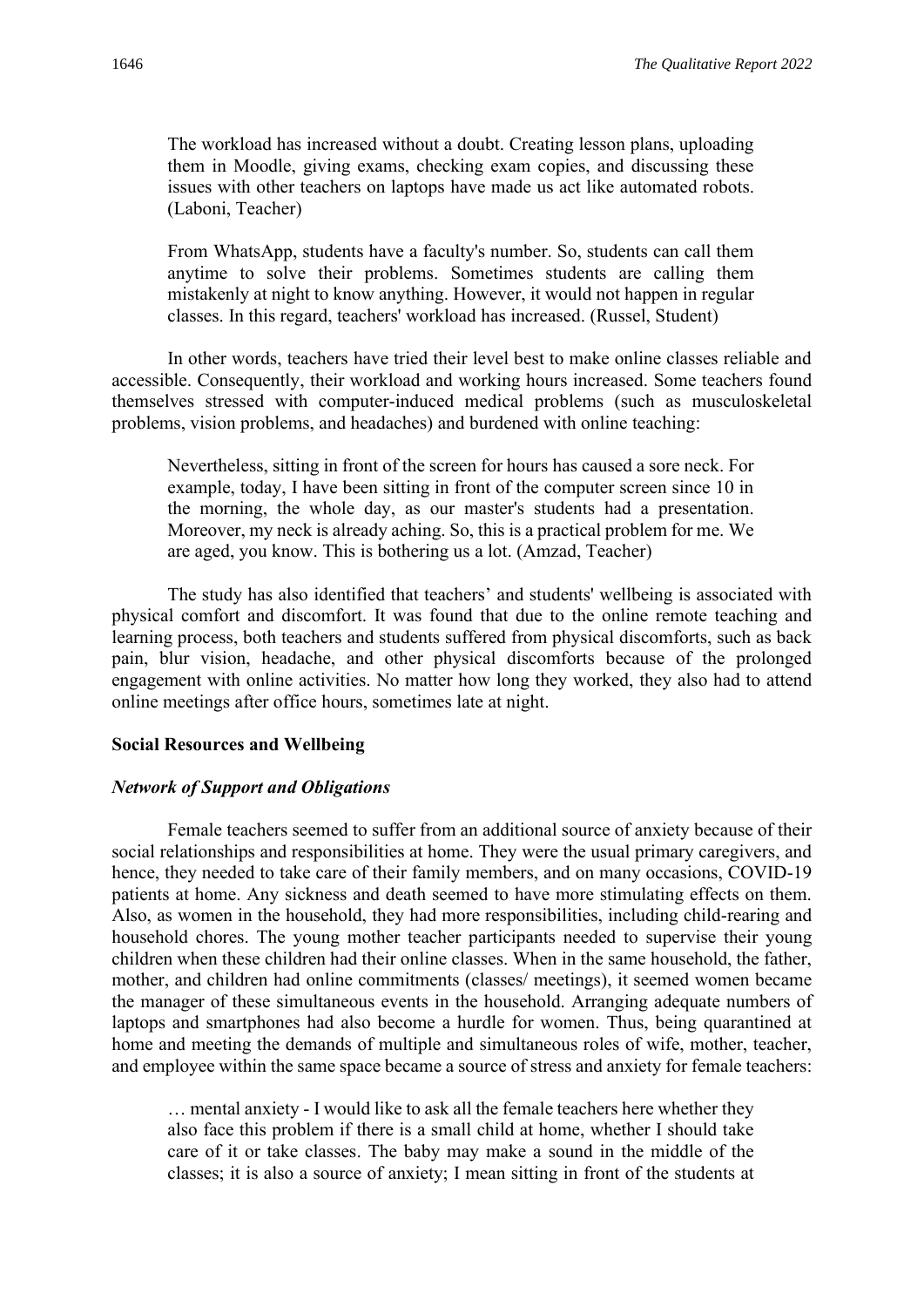> The workload has increased without a doubt. Creating lesson plans, uploading them in Moodle, giving exams, checking exam copies, and discussing these issues with other teachers on laptops have made us act like automated robots. (Laboni, Teacher)

> From WhatsApp, students have a faculty's number. So, students can call them anytime to solve their problems. Sometimes students are calling them mistakenly at night to know anything. However, it would not happen in regular classes. In this regard, teachers' workload has increased. (Russel, Student)

In other words, teachers have tried their level best to make online classes reliable and accessible. Consequently, their workload and working hours increased. Some teachers found themselves stressed with computer-induced medical problems (such as musculoskeletal problems, vision problems, and headaches) and burdened with online teaching:

> Nevertheless, sitting in front of the screen for hours has caused a sore neck. For example, today, I have been sitting in front of the computer screen since 10 in the morning, the whole day, as our master's students had a presentation. Moreover, my neck is already aching. So, this is a practical problem for me. We are aged, you know. This is bothering us a lot. (Amzad, Teacher)

The study has also identified that teachers' and students' wellbeing is associated with physical comfort and discomfort. It was found that due to the online remote teaching and learning process, both teachers and students suffered from physical discomforts, such as back pain, blur vision, headache, and other physical discomforts because of the prolonged engagement with online activities. No matter how long they worked, they also had to attend online meetings after office hours, sometimes late at night.

## Social Resources and Wellbeing

### *Network of Support and Obligations*

Female teachers seemed to suffer from an additional source of anxiety because of their social relationships and responsibilities at home. They were the usual primary caregivers, and hence, they needed to take care of their family members, and on many occasions, COVID-19 patients at home. Any sickness and death seemed to have more stimulating effects on them. Also, as women in the household, they had more responsibilities, including child-rearing and household chores. The young mother teacher participants needed to supervise their young children when these children had their online classes. When in the same household, the father, mother, and children had online commitments (classes/ meetings), it seemed women became the manager of these simultaneous events in the household. Arranging adequate numbers of laptops and smartphones had also become a hurdle for women. Thus, being quarantined at home and meeting the demands of multiple and simultaneous roles of wife, mother, teacher, and employee within the same space became a source of stress and anxiety for female teachers:

> … mental anxiety - I would like to ask all the female teachers here whether they also face this problem if there is a small child at home, whether I should take care of it or take classes. The baby may make a sound in the middle of the classes; it is also a source of anxiety; I mean sitting in front of the students at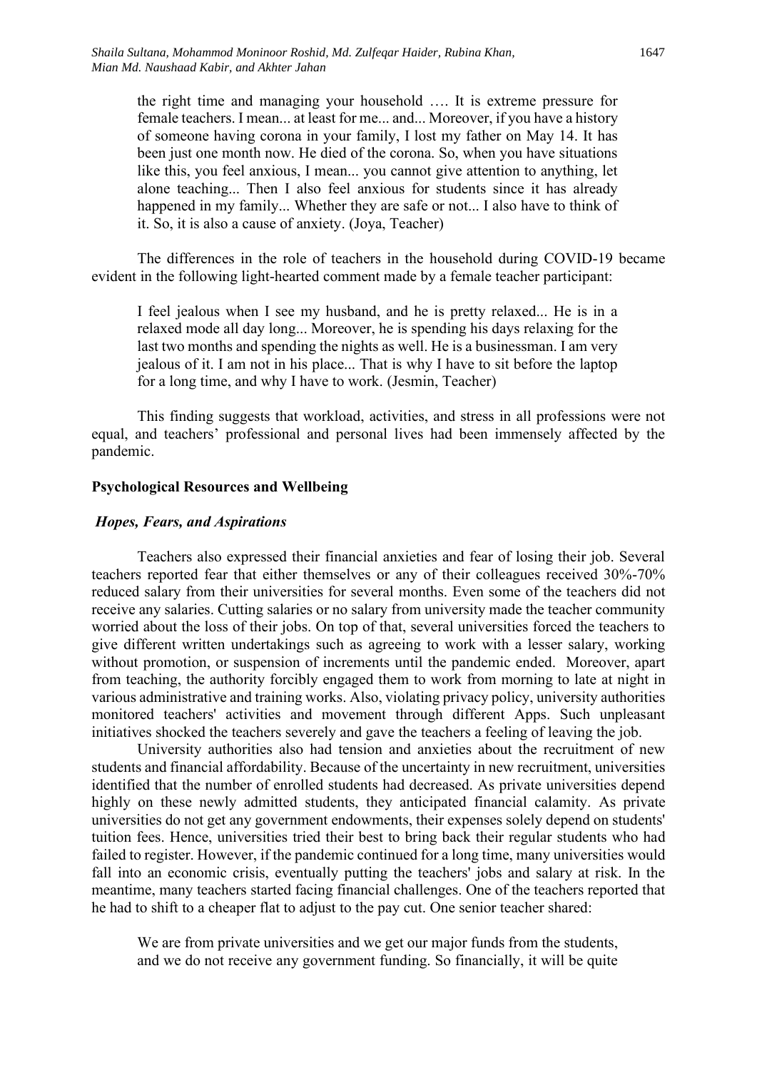> the right time and managing your household …. It is extreme pressure for female teachers. I mean... at least for me... and... Moreover, if you have a history of someone having corona in your family, I lost my father on May 14. It has been just one month now. He died of the corona. So, when you have situations like this, you feel anxious, I mean... you cannot give attention to anything, let alone teaching... Then I also feel anxious for students since it has already happened in my family... Whether they are safe or not... I also have to think of it. So, it is also a cause of anxiety. (Joya, Teacher)

The differences in the role of teachers in the household during COVID-19 became evident in the following light-hearted comment made by a female teacher participant:

> I feel jealous when I see my husband, and he is pretty relaxed... He is in a relaxed mode all day long... Moreover, he is spending his days relaxing for the last two months and spending the nights as well. He is a businessman. I am very jealous of it. I am not in his place... That is why I have to sit before the laptop for a long time, and why I have to work. (Jesmin, Teacher)

This finding suggests that workload, activities, and stress in all professions were not equal, and teachers' professional and personal lives had been immensely affected by the pandemic.

**Psychological Resources and Wellbeing**

***Hopes, Fears, and Aspirations***

Teachers also expressed their financial anxieties and fear of losing their job. Several teachers reported fear that either themselves or any of their colleagues received 30%-70% reduced salary from their universities for several months. Even some of the teachers did not receive any salaries. Cutting salaries or no salary from university made the teacher community worried about the loss of their jobs. On top of that, several universities forced the teachers to give different written undertakings such as agreeing to work with a lesser salary, working without promotion, or suspension of increments until the pandemic ended. Moreover, apart from teaching, the authority forcibly engaged them to work from morning to late at night in various administrative and training works. Also, violating privacy policy, university authorities monitored teachers' activities and movement through different Apps. Such unpleasant initiatives shocked the teachers severely and gave the teachers a feeling of leaving the job.

University authorities also had tension and anxieties about the recruitment of new students and financial affordability. Because of the uncertainty in new recruitment, universities identified that the number of enrolled students had decreased. As private universities depend highly on these newly admitted students, they anticipated financial calamity. As private universities do not get any government endowments, their expenses solely depend on students' tuition fees. Hence, universities tried their best to bring back their regular students who had failed to register. However, if the pandemic continued for a long time, many universities would fall into an economic crisis, eventually putting the teachers' jobs and salary at risk. In the meantime, many teachers started facing financial challenges. One of the teachers reported that he had to shift to a cheaper flat to adjust to the pay cut. One senior teacher shared:

> We are from private universities and we get our major funds from the students, and we do not receive any government funding. So financially, it will be quite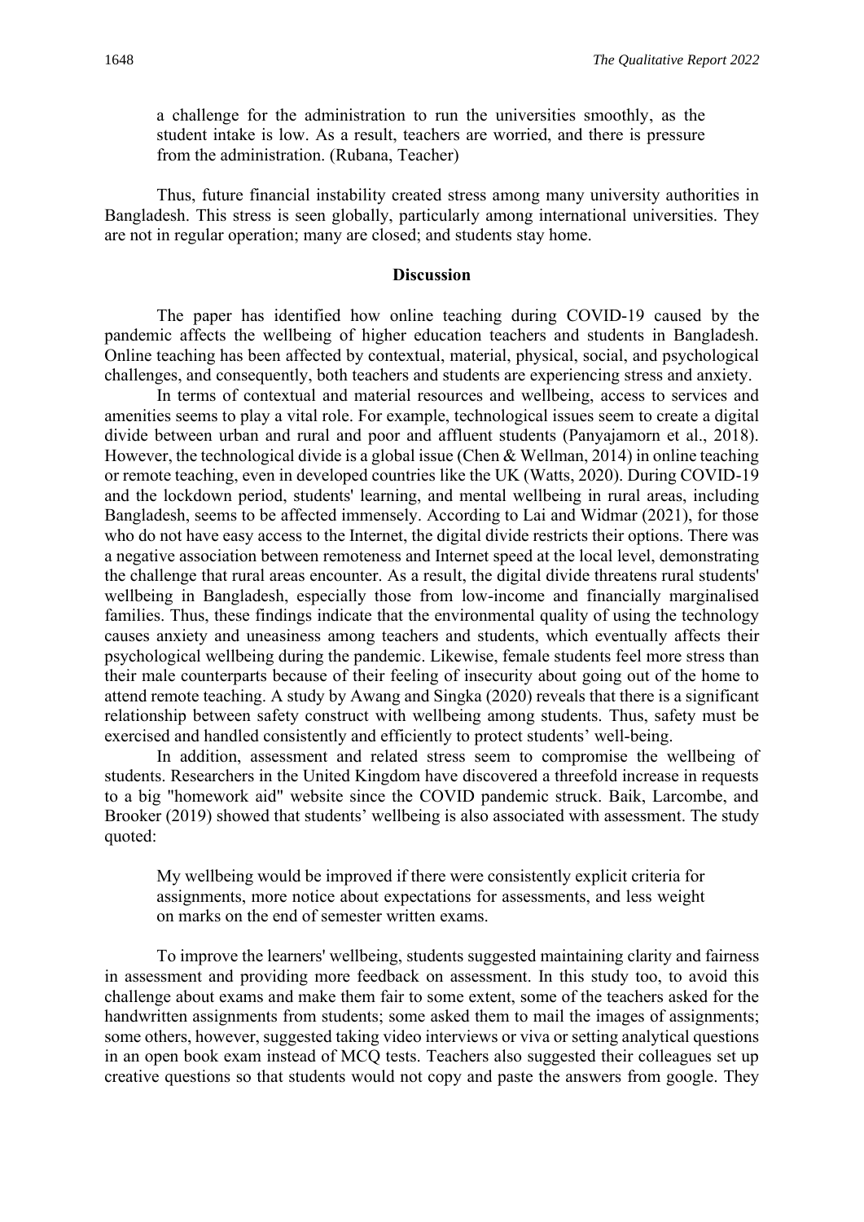a challenge for the administration to run the universities smoothly, as the student intake is low. As a result, teachers are worried, and there is pressure from the administration. (Rubana, Teacher)

Thus, future financial instability created stress among many university authorities in Bangladesh. This stress is seen globally, particularly among international universities. They are not in regular operation; many are closed; and students stay home.

## Discussion

The paper has identified how online teaching during COVID-19 caused by the pandemic affects the wellbeing of higher education teachers and students in Bangladesh. Online teaching has been affected by contextual, material, physical, social, and psychological challenges, and consequently, both teachers and students are experiencing stress and anxiety.

In terms of contextual and material resources and wellbeing, access to services and amenities seems to play a vital role. For example, technological issues seem to create a digital divide between urban and rural and poor and affluent students (Panyajamorn et al., 2018). However, the technological divide is a global issue (Chen & Wellman, 2014) in online teaching or remote teaching, even in developed countries like the UK (Watts, 2020). During COVID-19 and the lockdown period, students' learning, and mental wellbeing in rural areas, including Bangladesh, seems to be affected immensely. According to Lai and Widmar (2021), for those who do not have easy access to the Internet, the digital divide restricts their options. There was a negative association between remoteness and Internet speed at the local level, demonstrating the challenge that rural areas encounter. As a result, the digital divide threatens rural students' wellbeing in Bangladesh, especially those from low-income and financially marginalised families. Thus, these findings indicate that the environmental quality of using the technology causes anxiety and uneasiness among teachers and students, which eventually affects their psychological wellbeing during the pandemic. Likewise, female students feel more stress than their male counterparts because of their feeling of insecurity about going out of the home to attend remote teaching. A study by Awang and Singka (2020) reveals that there is a significant relationship between safety construct with wellbeing among students. Thus, safety must be exercised and handled consistently and efficiently to protect students' well-being.

In addition, assessment and related stress seem to compromise the wellbeing of students. Researchers in the United Kingdom have discovered a threefold increase in requests to a big "homework aid" website since the COVID pandemic struck. Baik, Larcombe, and Brooker (2019) showed that students' wellbeing is also associated with assessment. The study quoted:

> My wellbeing would be improved if there were consistently explicit criteria for assignments, more notice about expectations for assessments, and less weight on marks on the end of semester written exams.

To improve the learners' wellbeing, students suggested maintaining clarity and fairness in assessment and providing more feedback on assessment. In this study too, to avoid this challenge about exams and make them fair to some extent, some of the teachers asked for the handwritten assignments from students; some asked them to mail the images of assignments; some others, however, suggested taking video interviews or viva or setting analytical questions in an open book exam instead of MCQ tests. Teachers also suggested their colleagues set up creative questions so that students would not copy and paste the answers from google. They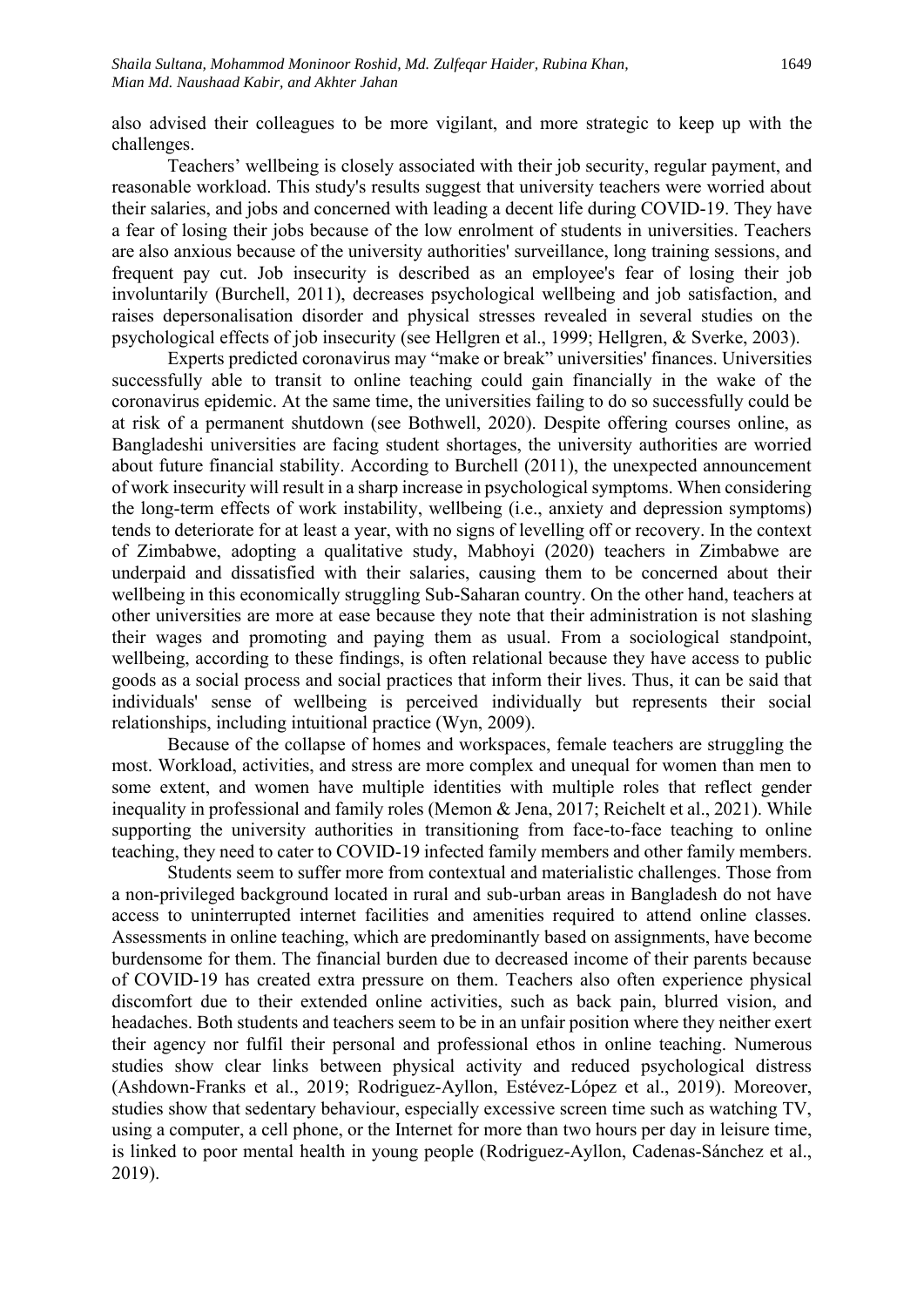also advised their colleagues to be more vigilant, and more strategic to keep up with the challenges.

Teachers' wellbeing is closely associated with their job security, regular payment, and reasonable workload. This study's results suggest that university teachers were worried about their salaries, and jobs and concerned with leading a decent life during COVID-19. They have a fear of losing their jobs because of the low enrolment of students in universities. Teachers are also anxious because of the university authorities' surveillance, long training sessions, and frequent pay cut. Job insecurity is described as an employee's fear of losing their job involuntarily (Burchell, 2011), decreases psychological wellbeing and job satisfaction, and raises depersonalisation disorder and physical stresses revealed in several studies on the psychological effects of job insecurity (see Hellgren et al., 1999; Hellgren, & Sverke, 2003).

Experts predicted coronavirus may "make or break" universities' finances. Universities successfully able to transit to online teaching could gain financially in the wake of the coronavirus epidemic. At the same time, the universities failing to do so successfully could be at risk of a permanent shutdown (see Bothwell, 2020). Despite offering courses online, as Bangladeshi universities are facing student shortages, the university authorities are worried about future financial stability. According to Burchell (2011), the unexpected announcement of work insecurity will result in a sharp increase in psychological symptoms. When considering the long-term effects of work instability, wellbeing (i.e., anxiety and depression symptoms) tends to deteriorate for at least a year, with no signs of levelling off or recovery. In the context of Zimbabwe, adopting a qualitative study, Mabhoyi (2020) teachers in Zimbabwe are underpaid and dissatisfied with their salaries, causing them to be concerned about their wellbeing in this economically struggling Sub-Saharan country. On the other hand, teachers at other universities are more at ease because they note that their administration is not slashing their wages and promoting and paying them as usual. From a sociological standpoint, wellbeing, according to these findings, is often relational because they have access to public goods as a social process and social practices that inform their lives. Thus, it can be said that individuals' sense of wellbeing is perceived individually but represents their social relationships, including intuitional practice (Wyn, 2009).

Because of the collapse of homes and workspaces, female teachers are struggling the most. Workload, activities, and stress are more complex and unequal for women than men to some extent, and women have multiple identities with multiple roles that reflect gender inequality in professional and family roles (Memon & Jena, 2017; Reichelt et al., 2021). While supporting the university authorities in transitioning from face-to-face teaching to online teaching, they need to cater to COVID-19 infected family members and other family members.

Students seem to suffer more from contextual and materialistic challenges. Those from a non-privileged background located in rural and sub-urban areas in Bangladesh do not have access to uninterrupted internet facilities and amenities required to attend online classes. Assessments in online teaching, which are predominantly based on assignments, have become burdensome for them. The financial burden due to decreased income of their parents because of COVID-19 has created extra pressure on them. Teachers also often experience physical discomfort due to their extended online activities, such as back pain, blurred vision, and headaches. Both students and teachers seem to be in an unfair position where they neither exert their agency nor fulfil their personal and professional ethos in online teaching. Numerous studies show clear links between physical activity and reduced psychological distress (Ashdown-Franks et al., 2019; Rodriguez-Ayllon, Estévez-López et al., 2019). Moreover, studies show that sedentary behaviour, especially excessive screen time such as watching TV, using a computer, a cell phone, or the Internet for more than two hours per day in leisure time, is linked to poor mental health in young people (Rodriguez-Ayllon, Cadenas-Sánchez et al., 2019).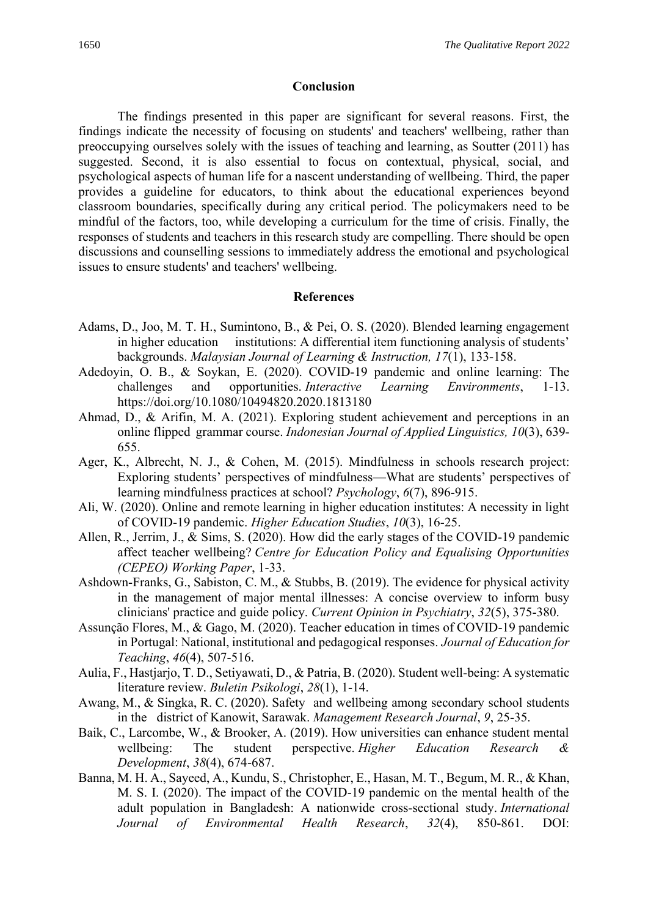## Conclusion

The findings presented in this paper are significant for several reasons. First, the findings indicate the necessity of focusing on students' and teachers' wellbeing, rather than preoccupying ourselves solely with the issues of teaching and learning, as Soutter (2011) has suggested. Second, it is also essential to focus on contextual, physical, social, and psychological aspects of human life for a nascent understanding of wellbeing. Third, the paper provides a guideline for educators, to think about the educational experiences beyond classroom boundaries, specifically during any critical period. The policymakers need to be mindful of the factors, too, while developing a curriculum for the time of crisis. Finally, the responses of students and teachers in this research study are compelling. There should be open discussions and counselling sessions to immediately address the emotional and psychological issues to ensure students' and teachers' wellbeing.

## References

Adams, D., Joo, M. T. H., Sumintono, B., & Pei, O. S. (2020). Blended learning engagement in higher education institutions: A differential item functioning analysis of students' backgrounds. *Malaysian Journal of Learning & Instruction, 17*(1), 133-158.

Adedoyin, O. B., & Soykan, E. (2020). COVID-19 pandemic and online learning: The challenges and opportunities. *Interactive Learning Environments*, 1-13. https://doi.org/10.1080/10494820.2020.1813180

Ahmad, D., & Arifin, M. A. (2021). Exploring student achievement and perceptions in an online flipped grammar course. *Indonesian Journal of Applied Linguistics, 10*(3), 639-655.

Ager, K., Albrecht, N. J., & Cohen, M. (2015). Mindfulness in schools research project: Exploring students' perspectives of mindfulness—What are students' perspectives of learning mindfulness practices at school? *Psychology*, *6*(7), 896-915.

Ali, W. (2020). Online and remote learning in higher education institutes: A necessity in light of COVID-19 pandemic. *Higher Education Studies*, *10*(3), 16-25.

Allen, R., Jerrim, J., & Sims, S. (2020). How did the early stages of the COVID-19 pandemic affect teacher wellbeing? *Centre for Education Policy and Equalising Opportunities (CEPEO) Working Paper*, 1-33.

Ashdown-Franks, G., Sabiston, C. M., & Stubbs, B. (2019). The evidence for physical activity in the management of major mental illnesses: A concise overview to inform busy clinicians' practice and guide policy. *Current Opinion in Psychiatry*, *32*(5), 375-380.

Assunção Flores, M., & Gago, M. (2020). Teacher education in times of COVID-19 pandemic in Portugal: National, institutional and pedagogical responses. *Journal of Education for Teaching*, *46*(4), 507-516.

Aulia, F., Hastjarjo, T. D., Setiyawati, D., & Patria, B. (2020). Student well-being: A systematic literature review. *Buletin Psikologi*, *28*(1), 1-14.

Awang, M., & Singka, R. C. (2020). Safety and wellbeing among secondary school students in the district of Kanowit, Sarawak. *Management Research Journal*, *9*, 25-35.

Baik, C., Larcombe, W., & Brooker, A. (2019). How universities can enhance student mental wellbeing: The student perspective. *Higher Education Research & Development*, *38*(4), 674-687.

Banna, M. H. A., Sayeed, A., Kundu, S., Christopher, E., Hasan, M. T., Begum, M. R., & Khan, M. S. I. (2020). The impact of the COVID-19 pandemic on the mental health of the adult population in Bangladesh: A nationwide cross-sectional study. *International Journal of Environmental Health Research*, *32*(4), 850-861. DOI: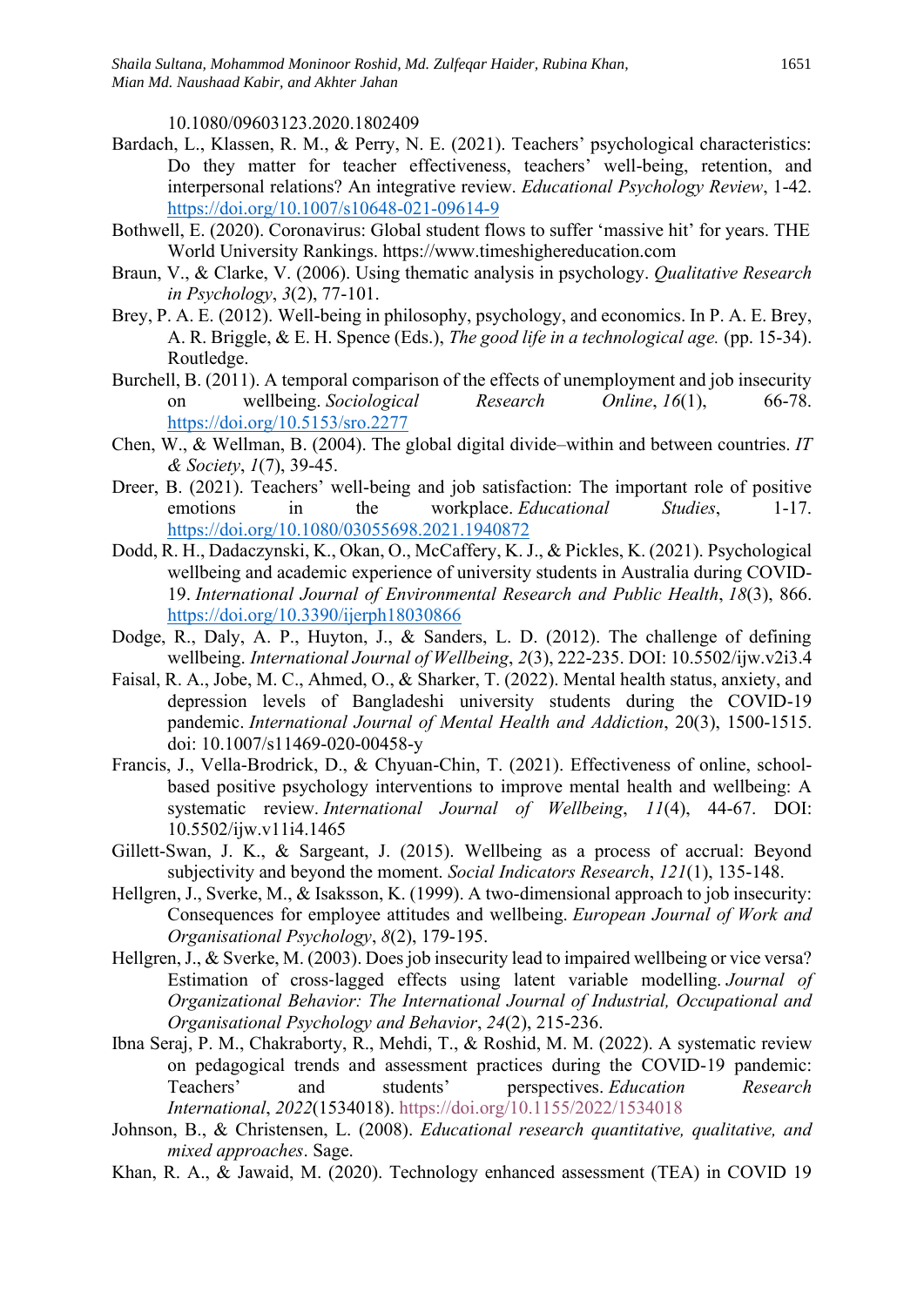10.1080/09603123.2020.1802409

Bardach, L., Klassen, R. M., & Perry, N. E. (2021). Teachers' psychological characteristics: Do they matter for teacher effectiveness, teachers' well-being, retention, and interpersonal relations? An integrative review. *Educational Psychology Review*, 1-42. https://doi.org/10.1007/s10648-021-09614-9

Bothwell, E. (2020). Coronavirus: Global student flows to suffer 'massive hit' for years. THE World University Rankings. https://www.timeshighereducation.com

Braun, V., & Clarke, V. (2006). Using thematic analysis in psychology. *Qualitative Research in Psychology*, *3*(2), 77-101.

Brey, P. A. E. (2012). Well-being in philosophy, psychology, and economics. In P. A. E. Brey, A. R. Briggle, & E. H. Spence (Eds.), *The good life in a technological age.* (pp. 15-34). Routledge.

Burchell, B. (2011). A temporal comparison of the effects of unemployment and job insecurity on wellbeing. *Sociological Research Online*, *16*(1), 66-78. https://doi.org/10.5153/sro.2277

Chen, W., & Wellman, B. (2004). The global digital divide–within and between countries. *IT & Society*, *1*(7), 39-45.

Dreer, B. (2021). Teachers' well-being and job satisfaction: The important role of positive emotions in the workplace. *Educational Studies*, 1-17. https://doi.org/10.1080/03055698.2021.1940872

Dodd, R. H., Dadaczynski, K., Okan, O., McCaffery, K. J., & Pickles, K. (2021). Psychological wellbeing and academic experience of university students in Australia during COVID-19. *International Journal of Environmental Research and Public Health*, *18*(3), 866. https://doi.org/10.3390/ijerph18030866

Dodge, R., Daly, A. P., Huyton, J., & Sanders, L. D. (2012). The challenge of defining wellbeing. *International Journal of Wellbeing*, *2*(3), 222-235. DOI: 10.5502/ijw.v2i3.4

Faisal, R. A., Jobe, M. C., Ahmed, O., & Sharker, T. (2022). Mental health status, anxiety, and depression levels of Bangladeshi university students during the COVID-19 pandemic. *International Journal of Mental Health and Addiction*, 20(3), 1500-1515. doi: 10.1007/s11469-020-00458-y

Francis, J., Vella-Brodrick, D., & Chyuan-Chin, T. (2021). Effectiveness of online, school-based positive psychology interventions to improve mental health and wellbeing: A systematic review. *International Journal of Wellbeing*, *11*(4), 44-67. DOI: 10.5502/ijw.v11i4.1465

Gillett-Swan, J. K., & Sargeant, J. (2015). Wellbeing as a process of accrual: Beyond subjectivity and beyond the moment. *Social Indicators Research*, *121*(1), 135-148.

Hellgren, J., Sverke, M., & Isaksson, K. (1999). A two-dimensional approach to job insecurity: Consequences for employee attitudes and wellbeing. *European Journal of Work and Organisational Psychology*, *8*(2), 179-195.

Hellgren, J., & Sverke, M. (2003). Does job insecurity lead to impaired wellbeing or vice versa? Estimation of cross-lagged effects using latent variable modelling. *Journal of Organizational Behavior: The International Journal of Industrial, Occupational and Organisational Psychology and Behavior*, *24*(2), 215-236.

Ibna Seraj, P. M., Chakraborty, R., Mehdi, T., & Roshid, M. M. (2022). A systematic review on pedagogical trends and assessment practices during the COVID-19 pandemic: Teachers' and students' perspectives. *Education Research International*, *2022*(1534018). https://doi.org/10.1155/2022/1534018

Johnson, B., & Christensen, L. (2008). *Educational research quantitative, qualitative, and mixed approaches*. Sage.

Khan, R. A., & Jawaid, M. (2020). Technology enhanced assessment (TEA) in COVID 19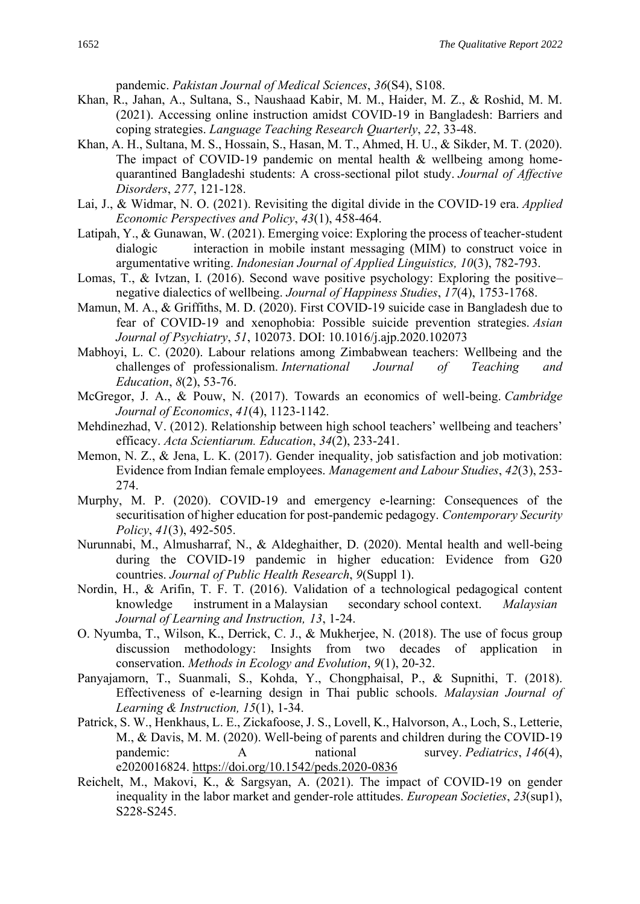pandemic. *Pakistan Journal of Medical Sciences*, *36*(S4), S108.

Khan, R., Jahan, A., Sultana, S., Naushaad Kabir, M. M., Haider, M. Z., & Roshid, M. M. (2021). Accessing online instruction amidst COVID-19 in Bangladesh: Barriers and coping strategies. *Language Teaching Research Quarterly*, *22*, 33-48.

Khan, A. H., Sultana, M. S., Hossain, S., Hasan, M. T., Ahmed, H. U., & Sikder, M. T. (2020). The impact of COVID-19 pandemic on mental health & wellbeing among home-quarantined Bangladeshi students: A cross-sectional pilot study. *Journal of Affective Disorders*, *277*, 121-128.

Lai, J., & Widmar, N. O. (2021). Revisiting the digital divide in the COVID‐19 era. *Applied Economic Perspectives and Policy*, *43*(1), 458-464.

Latipah, Y., & Gunawan, W. (2021). Emerging voice: Exploring the process of teacher-student dialogic interaction in mobile instant messaging (MIM) to construct voice in argumentative writing. *Indonesian Journal of Applied Linguistics, 10*(3), 782-793.

Lomas, T., & Ivtzan, I. (2016). Second wave positive psychology: Exploring the positive–negative dialectics of wellbeing. *Journal of Happiness Studies*, *17*(4), 1753-1768.

Mamun, M. A., & Griffiths, M. D. (2020). First COVID-19 suicide case in Bangladesh due to fear of COVID-19 and xenophobia: Possible suicide prevention strategies. *Asian Journal of Psychiatry*, *51*, 102073. DOI: 10.1016/j.ajp.2020.102073

Mabhoyi, L. C. (2020). Labour relations among Zimbabwean teachers: Wellbeing and the challenges of professionalism. *International Journal of Teaching and Education*, *8*(2), 53-76.

McGregor, J. A., & Pouw, N. (2017). Towards an economics of well-being. *Cambridge Journal of Economics*, *41*(4), 1123-1142.

Mehdinezhad, V. (2012). Relationship between high school teachers' wellbeing and teachers' efficacy. *Acta Scientiarum. Education*, *34*(2), 233-241.

Memon, N. Z., & Jena, L. K. (2017). Gender inequality, job satisfaction and job motivation: Evidence from Indian female employees. *Management and Labour Studies*, *42*(3), 253-274.

Murphy, M. P. (2020). COVID-19 and emergency e-learning: Consequences of the securitisation of higher education for post-pandemic pedagogy. *Contemporary Security Policy*, *41*(3), 492-505.

Nurunnabi, M., Almusharraf, N., & Aldeghaither, D. (2020). Mental health and well-being during the COVID-19 pandemic in higher education: Evidence from G20 countries. *Journal of Public Health Research*, *9*(Suppl 1).

Nordin, H., & Arifin, T. F. T. (2016). Validation of a technological pedagogical content knowledge instrument in a Malaysian secondary school context. *Malaysian Journal of Learning and Instruction, 13*, 1-24.

O. Nyumba, T., Wilson, K., Derrick, C. J., & Mukherjee, N. (2018). The use of focus group discussion methodology: Insights from two decades of application in conservation. *Methods in Ecology and Evolution*, *9*(1), 20-32.

Panyajamorn, T., Suanmali, S., Kohda, Y., Chongphaisal, P., & Supnithi, T. (2018). Effectiveness of e-learning design in Thai public schools. *Malaysian Journal of Learning & Instruction, 15*(1), 1-34.

Patrick, S. W., Henkhaus, L. E., Zickafoose, J. S., Lovell, K., Halvorson, A., Loch, S., Letterie, M., & Davis, M. M. (2020). Well-being of parents and children during the COVID-19 pandemic: A national survey. *Pediatrics*, *146*(4), e2020016824. https://doi.org/10.1542/peds.2020-0836

Reichelt, M., Makovi, K., & Sargsyan, A. (2021). The impact of COVID-19 on gender inequality in the labor market and gender-role attitudes. *European Societies*, *23*(sup1), S228-S245.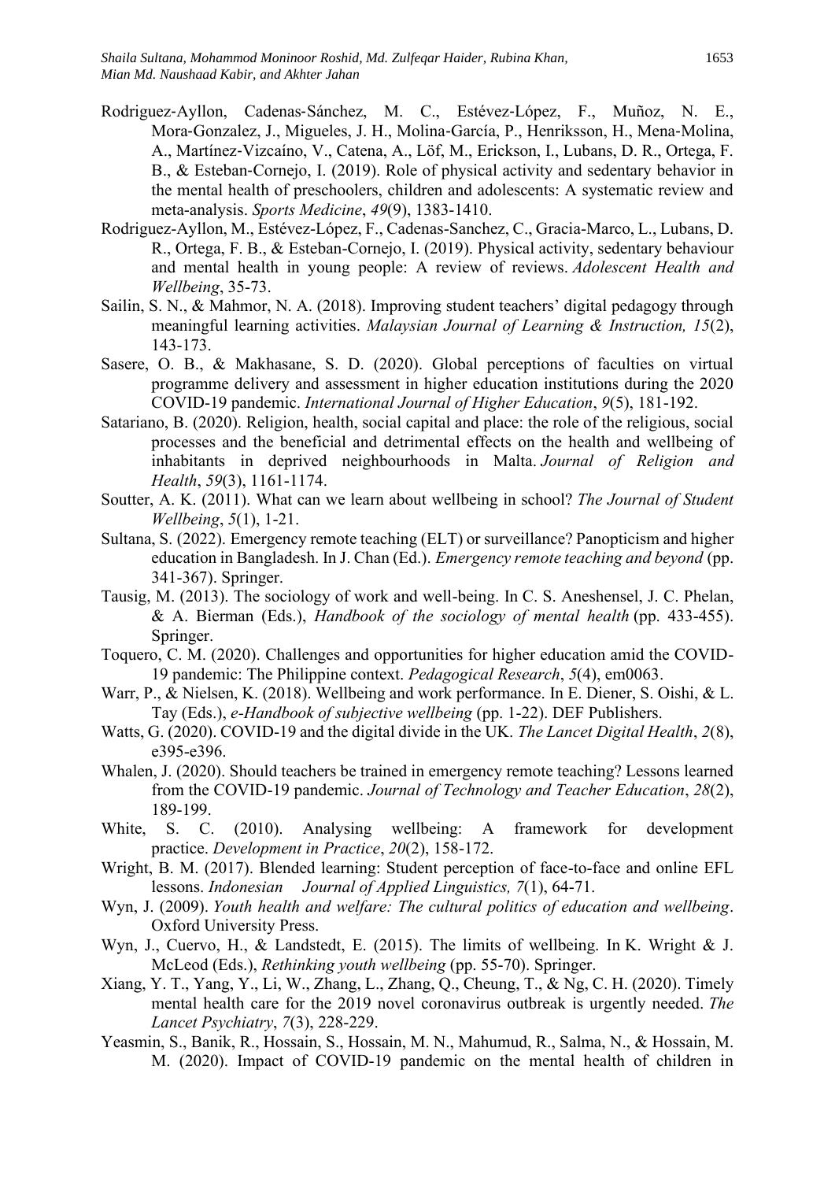Rodriguez‐Ayllon, Cadenas‐Sánchez, M. C., Estévez‐López, F., Muñoz, N. E., Mora‐Gonzalez, J., Migueles, J. H., Molina‐García, P., Henriksson, H., Mena‐Molina, A., Martínez‐Vizcaíno, V., Catena, A., Löf, M., Erickson, I., Lubans, D. R., Ortega, F. B., & Esteban‐Cornejo, I. (2019). Role of physical activity and sedentary behavior in the mental health of preschoolers, children and adolescents: A systematic review and meta-analysis. *Sports Medicine*, *49*(9), 1383-1410.

Rodriguez-Ayllon, M., Estévez-López, F., Cadenas-Sanchez, C., Gracia-Marco, L., Lubans, D. R., Ortega, F. B., & Esteban-Cornejo, I. (2019). Physical activity, sedentary behaviour and mental health in young people: A review of reviews. *Adolescent Health and Wellbeing*, 35-73.

Sailin, S. N., & Mahmor, N. A. (2018). Improving student teachers' digital pedagogy through meaningful learning activities. *Malaysian Journal of Learning & Instruction, 15*(2), 143-173.

Sasere, O. B., & Makhasane, S. D. (2020). Global perceptions of faculties on virtual programme delivery and assessment in higher education institutions during the 2020 COVID-19 pandemic. *International Journal of Higher Education*, *9*(5), 181-192.

Satariano, B. (2020). Religion, health, social capital and place: the role of the religious, social processes and the beneficial and detrimental effects on the health and wellbeing of inhabitants in deprived neighbourhoods in Malta. *Journal of Religion and Health*, *59*(3), 1161-1174.

Soutter, A. K. (2011). What can we learn about wellbeing in school? *The Journal of Student Wellbeing*, *5*(1), 1-21.

Sultana, S. (2022). Emergency remote teaching (ELT) or surveillance? Panopticism and higher education in Bangladesh. In J. Chan (Ed.). *Emergency remote teaching and beyond* (pp. 341-367). Springer.

Tausig, M. (2013). The sociology of work and well-being. In C. S. Aneshensel, J. C. Phelan, & A. Bierman (Eds.), *Handbook of the sociology of mental health* (pp. 433-455). Springer.

Toquero, C. M. (2020). Challenges and opportunities for higher education amid the COVID-19 pandemic: The Philippine context. *Pedagogical Research*, *5*(4), em0063.

Warr, P., & Nielsen, K. (2018). Wellbeing and work performance. In E. Diener, S. Oishi, & L. Tay (Eds.), *e-Handbook of subjective wellbeing* (pp. 1-22). DEF Publishers.

Watts, G. (2020). COVID-19 and the digital divide in the UK. *The Lancet Digital Health*, *2*(8), e395-e396.

Whalen, J. (2020). Should teachers be trained in emergency remote teaching? Lessons learned from the COVID-19 pandemic. *Journal of Technology and Teacher Education*, *28*(2), 189-199.

White, S. C. (2010). Analysing wellbeing: A framework for development practice. *Development in Practice*, *20*(2), 158-172.

Wright, B. M. (2017). Blended learning: Student perception of face-to-face and online EFL lessons. *Indonesian Journal of Applied Linguistics, 7*(1), 64-71.

Wyn, J. (2009). *Youth health and welfare: The cultural politics of education and wellbeing*. Oxford University Press.

Wyn, J., Cuervo, H., & Landstedt, E. (2015). The limits of wellbeing. In K. Wright & J. McLeod (Eds.), *Rethinking youth wellbeing* (pp. 55-70). Springer.

Xiang, Y. T., Yang, Y., Li, W., Zhang, L., Zhang, Q., Cheung, T., & Ng, C. H. (2020). Timely mental health care for the 2019 novel coronavirus outbreak is urgently needed. *The Lancet Psychiatry*, *7*(3), 228-229.

Yeasmin, S., Banik, R., Hossain, S., Hossain, M. N., Mahumud, R., Salma, N., & Hossain, M. M. (2020). Impact of COVID-19 pandemic on the mental health of children in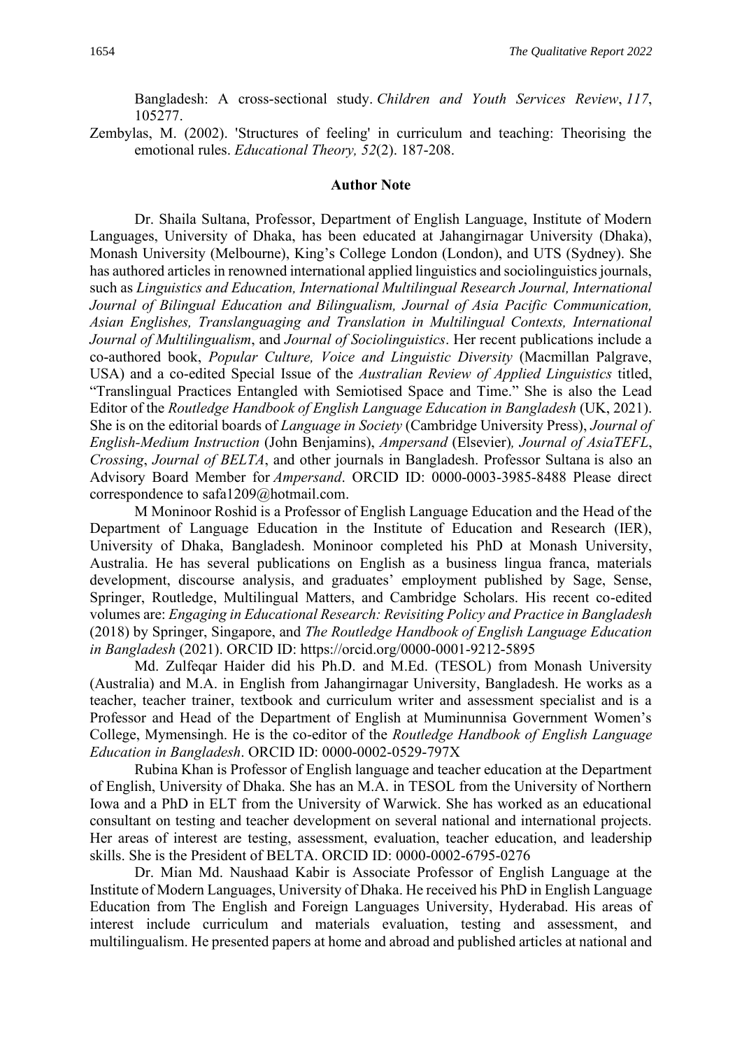Bangladesh: A cross-sectional study. *Children and Youth Services Review*, *117*, 105277.

Zembylas, M. (2002). 'Structures of feeling' in curriculum and teaching: Theorising the emotional rules. *Educational Theory, 52*(2). 187-208.

## Author Note

Dr. Shaila Sultana, Professor, Department of English Language, Institute of Modern Languages, University of Dhaka, has been educated at Jahangirnagar University (Dhaka), Monash University (Melbourne), King's College London (London), and UTS (Sydney). She has authored articles in renowned international applied linguistics and sociolinguistics journals, such as *Linguistics and Education, International Multilingual Research Journal, International Journal of Bilingual Education and Bilingualism, Journal of Asia Pacific Communication, Asian Englishes, Translanguaging and Translation in Multilingual Contexts, International Journal of Multilingualism*, and *Journal of Sociolinguistics*. Her recent publications include a co-authored book, *Popular Culture, Voice and Linguistic Diversity* (Macmillan Palgrave, USA) and a co-edited Special Issue of the *Australian Review of Applied Linguistics* titled, "Translingual Practices Entangled with Semiotised Space and Time." She is also the Lead Editor of the *Routledge Handbook of English Language Education in Bangladesh* (UK, 2021). She is on the editorial boards of *Language in Society* (Cambridge University Press), *Journal of English-Medium Instruction* (John Benjamins), *Ampersand* (Elsevier)*, Journal of AsiaTEFL*, *Crossing*, *Journal of BELTA*, and other journals in Bangladesh. Professor Sultana is also an Advisory Board Member for *Ampersand*. ORCID ID: 0000-0003-3985-8488 Please direct correspondence to safa1209@hotmail.com.

M Moninoor Roshid is a Professor of English Language Education and the Head of the Department of Language Education in the Institute of Education and Research (IER), University of Dhaka, Bangladesh. Moninoor completed his PhD at Monash University, Australia. He has several publications on English as a business lingua franca, materials development, discourse analysis, and graduates' employment published by Sage, Sense, Springer, Routledge, Multilingual Matters, and Cambridge Scholars. His recent co-edited volumes are: *Engaging in Educational Research: Revisiting Policy and Practice in Bangladesh* (2018) by Springer, Singapore, and *The Routledge Handbook of English Language Education in Bangladesh* (2021). ORCID ID: https://orcid.org/0000-0001-9212-5895

Md. Zulfeqar Haider did his Ph.D. and M.Ed. (TESOL) from Monash University (Australia) and M.A. in English from Jahangirnagar University, Bangladesh. He works as a teacher, teacher trainer, textbook and curriculum writer and assessment specialist and is a Professor and Head of the Department of English at Muminunnisa Government Women's College, Mymensingh. He is the co-editor of the *Routledge Handbook of English Language Education in Bangladesh*. ORCID ID: 0000-0002-0529-797X

Rubina Khan is Professor of English language and teacher education at the Department of English, University of Dhaka. She has an M.A. in TESOL from the University of Northern Iowa and a PhD in ELT from the University of Warwick. She has worked as an educational consultant on testing and teacher development on several national and international projects. Her areas of interest are testing, assessment, evaluation, teacher education, and leadership skills. She is the President of BELTA. ORCID ID: 0000-0002-6795-0276

Dr. Mian Md. Naushaad Kabir is Associate Professor of English Language at the Institute of Modern Languages, University of Dhaka. He received his PhD in English Language Education from The English and Foreign Languages University, Hyderabad. His areas of interest include curriculum and materials evaluation, testing and assessment, and multilingualism. He presented papers at home and abroad and published articles at national and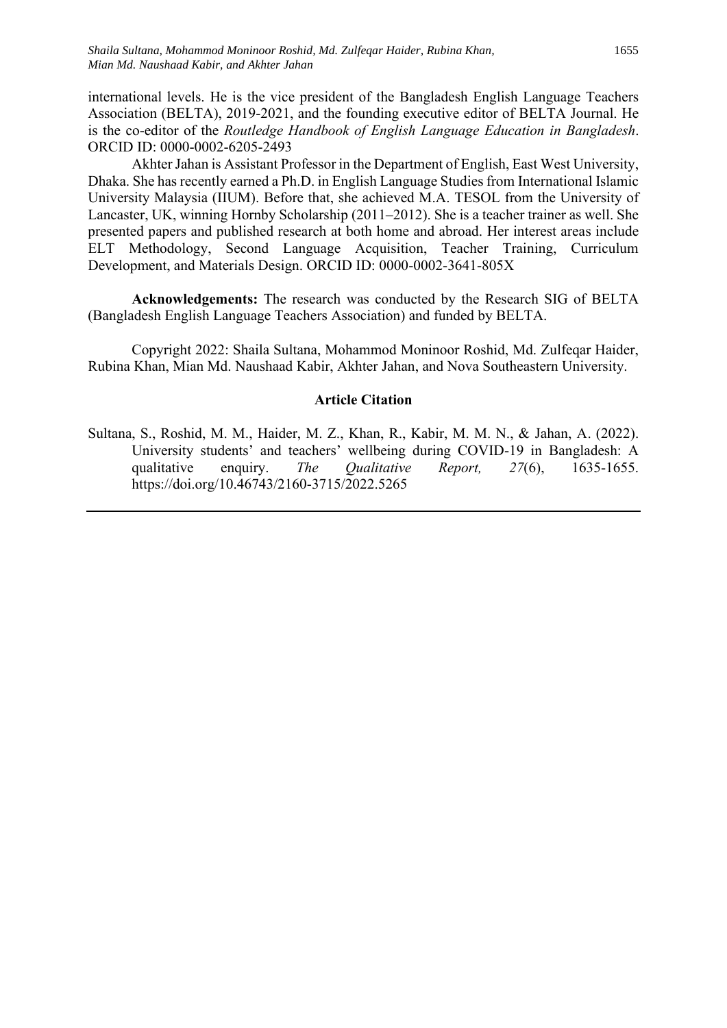international levels. He is the vice president of the Bangladesh English Language Teachers Association (BELTA), 2019-2021, and the founding executive editor of BELTA Journal. He is the co-editor of the *Routledge Handbook of English Language Education in Bangladesh*. ORCID ID: 0000-0002-6205-2493

Akhter Jahan is Assistant Professor in the Department of English, East West University, Dhaka. She has recently earned a Ph.D. in English Language Studies from International Islamic University Malaysia (IIUM). Before that, she achieved M.A. TESOL from the University of Lancaster, UK, winning Hornby Scholarship (2011–2012). She is a teacher trainer as well. She presented papers and published research at both home and abroad. Her interest areas include ELT Methodology, Second Language Acquisition, Teacher Training, Curriculum Development, and Materials Design. ORCID ID: 0000-0002-3641-805X

**Acknowledgements:** The research was conducted by the Research SIG of BELTA (Bangladesh English Language Teachers Association) and funded by BELTA.

Copyright 2022: Shaila Sultana, Mohammod Moninoor Roshid, Md. Zulfeqar Haider, Rubina Khan, Mian Md. Naushaad Kabir, Akhter Jahan, and Nova Southeastern University.

## Article Citation

Sultana, S., Roshid, M. M., Haider, M. Z., Khan, R., Kabir, M. M. N., & Jahan, A. (2022). University students' and teachers' wellbeing during COVID-19 in Bangladesh: A qualitative enquiry. *The Qualitative Report, 27*(6), 1635-1655. https://doi.org/10.46743/2160-3715/2022.5265